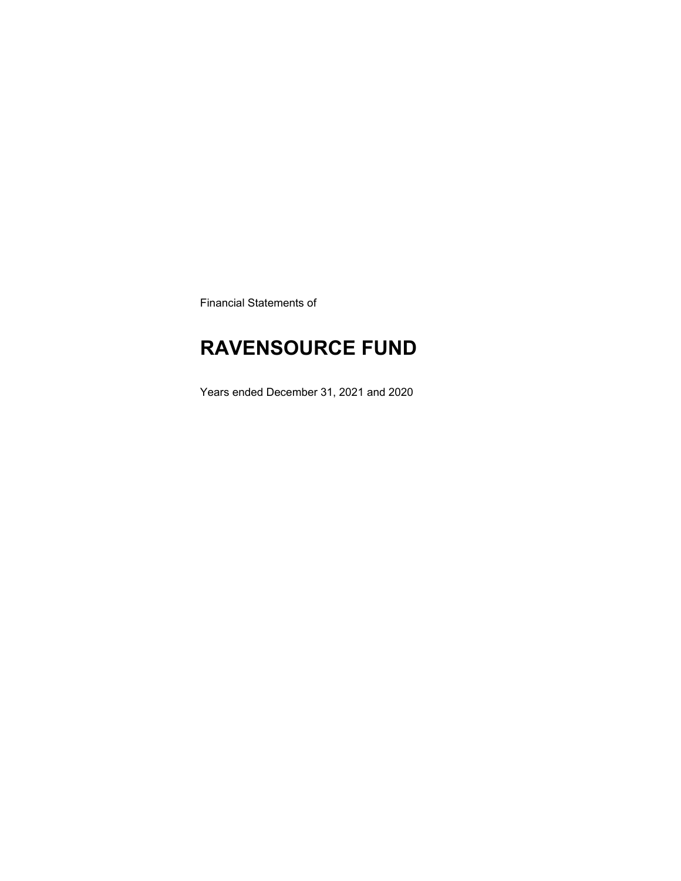Financial Statements of

# RAVENSOURCE FUND

Years ended December 31, 2021 and 2020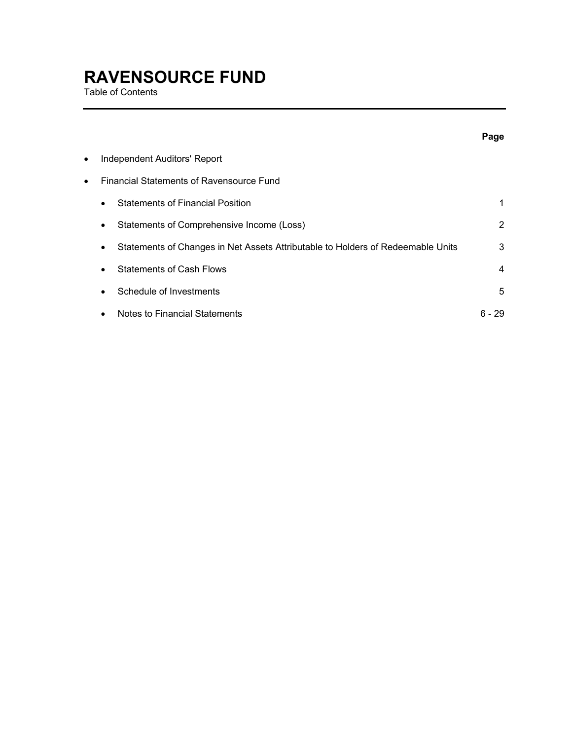# RAVENSOURCE FUND

Table of Contents

| | Page |
|---|---|
| • Independent Auditors' Report | |
| • Financial Statements of Ravensource Fund | |
| • Statements of Financial Position | 1 |
| • Statements of Comprehensive Income (Loss) | 2 |
| • Statements of Changes in Net Assets Attributable to Holders of Redeemable Units | 3 |
| • Statements of Cash Flows | 4 |
| • Schedule of Investments | 5 |
| • Notes to Financial Statements | 6 - 29 |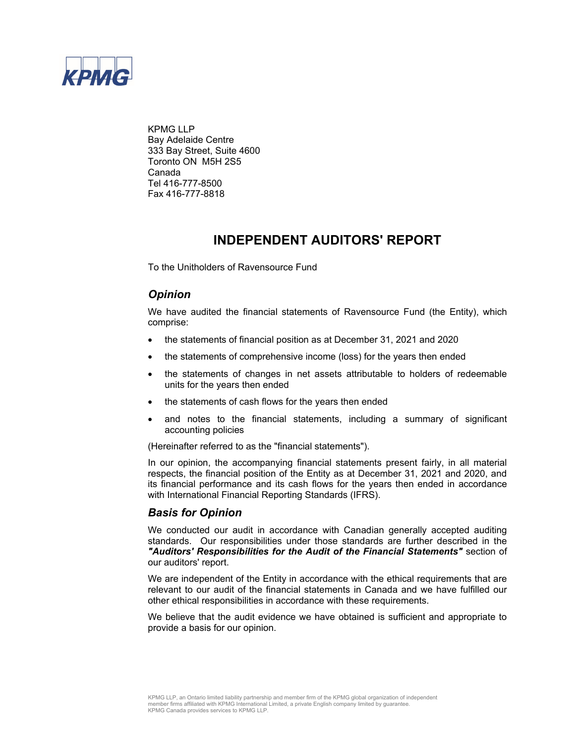KPMG LLP
Bay Adelaide Centre
333 Bay Street, Suite 4600
Toronto ON  M5H 2S5
Canada
Tel 416-777-8500
Fax 416-777-8818

# INDEPENDENT AUDITORS' REPORT

To the Unitholders of Ravensource Fund

## *Opinion*

We have audited the financial statements of Ravensource Fund (the Entity), which comprise:

- the statements of financial position as at December 31, 2021 and 2020
- the statements of comprehensive income (loss) for the years then ended
- the statements of changes in net assets attributable to holders of redeemable units for the years then ended
- the statements of cash flows for the years then ended
- and notes to the financial statements, including a summary of significant accounting policies

(Hereinafter referred to as the "financial statements").

In our opinion, the accompanying financial statements present fairly, in all material respects, the financial position of the Entity as at December 31, 2021 and 2020, and its financial performance and its cash flows for the years then ended in accordance with International Financial Reporting Standards (IFRS).

## *Basis for Opinion*

We conducted our audit in accordance with Canadian generally accepted auditing standards. Our responsibilities under those standards are further described in the ***"Auditors' Responsibilities for the Audit of the Financial Statements"*** section of our auditors' report.

We are independent of the Entity in accordance with the ethical requirements that are relevant to our audit of the financial statements in Canada and we have fulfilled our other ethical responsibilities in accordance with these requirements.

We believe that the audit evidence we have obtained is sufficient and appropriate to provide a basis for our opinion.

KPMG LLP, an Ontario limited liability partnership and member firm of the KPMG global organization of independent member firms affiliated with KPMG International Limited, a private English company limited by guarantee.
KPMG Canada provides services to KPMG LLP.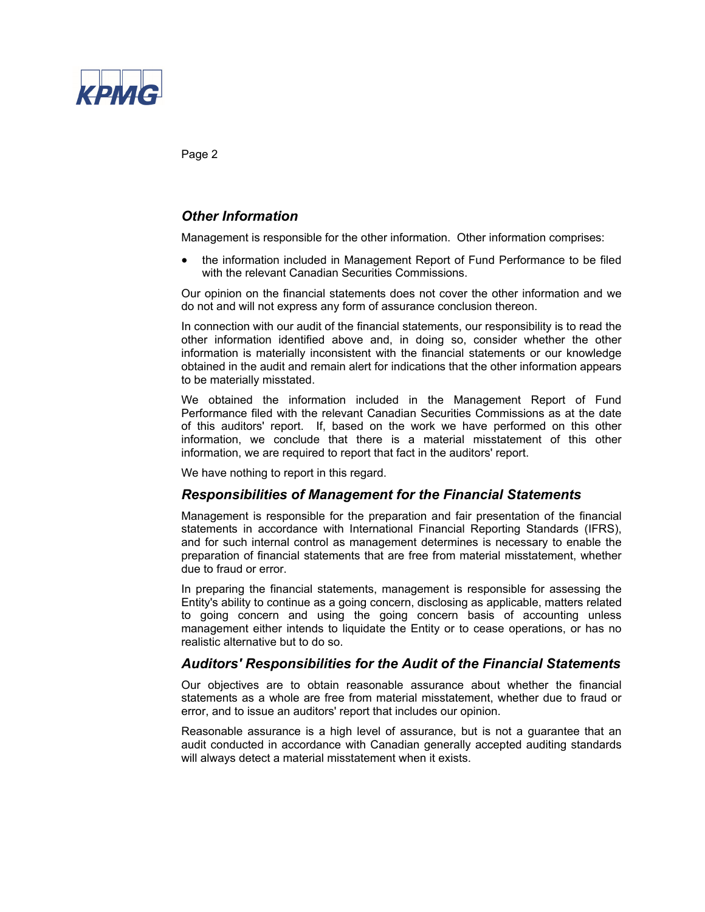## *Other Information*

Management is responsible for the other information. Other information comprises:

- the information included in Management Report of Fund Performance to be filed with the relevant Canadian Securities Commissions.

Our opinion on the financial statements does not cover the other information and we do not and will not express any form of assurance conclusion thereon.

In connection with our audit of the financial statements, our responsibility is to read the other information identified above and, in doing so, consider whether the other information is materially inconsistent with the financial statements or our knowledge obtained in the audit and remain alert for indications that the other information appears to be materially misstated.

We obtained the information included in the Management Report of Fund Performance filed with the relevant Canadian Securities Commissions as at the date of this auditors' report. If, based on the work we have performed on this other information, we conclude that there is a material misstatement of this other information, we are required to report that fact in the auditors' report.

We have nothing to report in this regard.

## *Responsibilities of Management for the Financial Statements*

Management is responsible for the preparation and fair presentation of the financial statements in accordance with International Financial Reporting Standards (IFRS), and for such internal control as management determines is necessary to enable the preparation of financial statements that are free from material misstatement, whether due to fraud or error.

In preparing the financial statements, management is responsible for assessing the Entity's ability to continue as a going concern, disclosing as applicable, matters related to going concern and using the going concern basis of accounting unless management either intends to liquidate the Entity or to cease operations, or has no realistic alternative but to do so.

## *Auditors' Responsibilities for the Audit of the Financial Statements*

Our objectives are to obtain reasonable assurance about whether the financial statements as a whole are free from material misstatement, whether due to fraud or error, and to issue an auditors' report that includes our opinion.

Reasonable assurance is a high level of assurance, but is not a guarantee that an audit conducted in accordance with Canadian generally accepted auditing standards will always detect a material misstatement when it exists.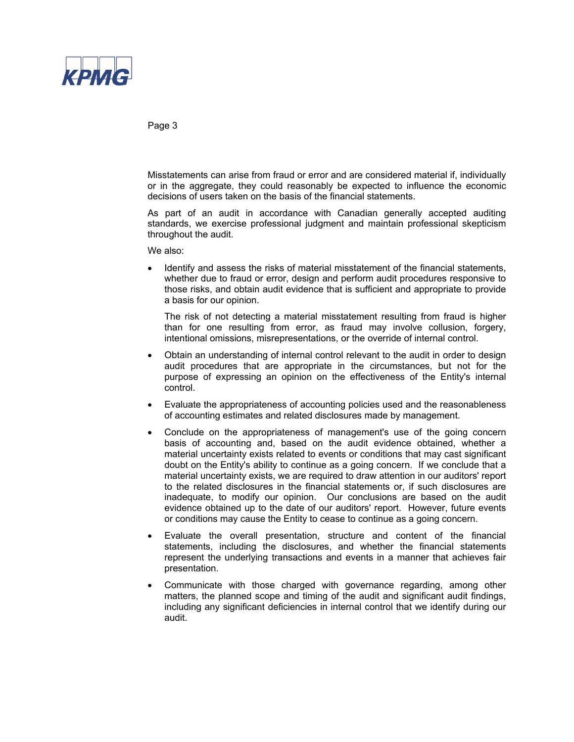Misstatements can arise from fraud or error and are considered material if, individually or in the aggregate, they could reasonably be expected to influence the economic decisions of users taken on the basis of the financial statements.

As part of an audit in accordance with Canadian generally accepted auditing standards, we exercise professional judgment and maintain professional skepticism throughout the audit.

We also:

- Identify and assess the risks of material misstatement of the financial statements, whether due to fraud or error, design and perform audit procedures responsive to those risks, and obtain audit evidence that is sufficient and appropriate to provide a basis for our opinion.

  The risk of not detecting a material misstatement resulting from fraud is higher than for one resulting from error, as fraud may involve collusion, forgery, intentional omissions, misrepresentations, or the override of internal control.

- Obtain an understanding of internal control relevant to the audit in order to design audit procedures that are appropriate in the circumstances, but not for the purpose of expressing an opinion on the effectiveness of the Entity's internal control.

- Evaluate the appropriateness of accounting policies used and the reasonableness of accounting estimates and related disclosures made by management.

- Conclude on the appropriateness of management's use of the going concern basis of accounting and, based on the audit evidence obtained, whether a material uncertainty exists related to events or conditions that may cast significant doubt on the Entity's ability to continue as a going concern. If we conclude that a material uncertainty exists, we are required to draw attention in our auditors' report to the related disclosures in the financial statements or, if such disclosures are inadequate, to modify our opinion. Our conclusions are based on the audit evidence obtained up to the date of our auditors' report. However, future events or conditions may cause the Entity to cease to continue as a going concern.

- Evaluate the overall presentation, structure and content of the financial statements, including the disclosures, and whether the financial statements represent the underlying transactions and events in a manner that achieves fair presentation.

- Communicate with those charged with governance regarding, among other matters, the planned scope and timing of the audit and significant audit findings, including any significant deficiencies in internal control that we identify during our audit.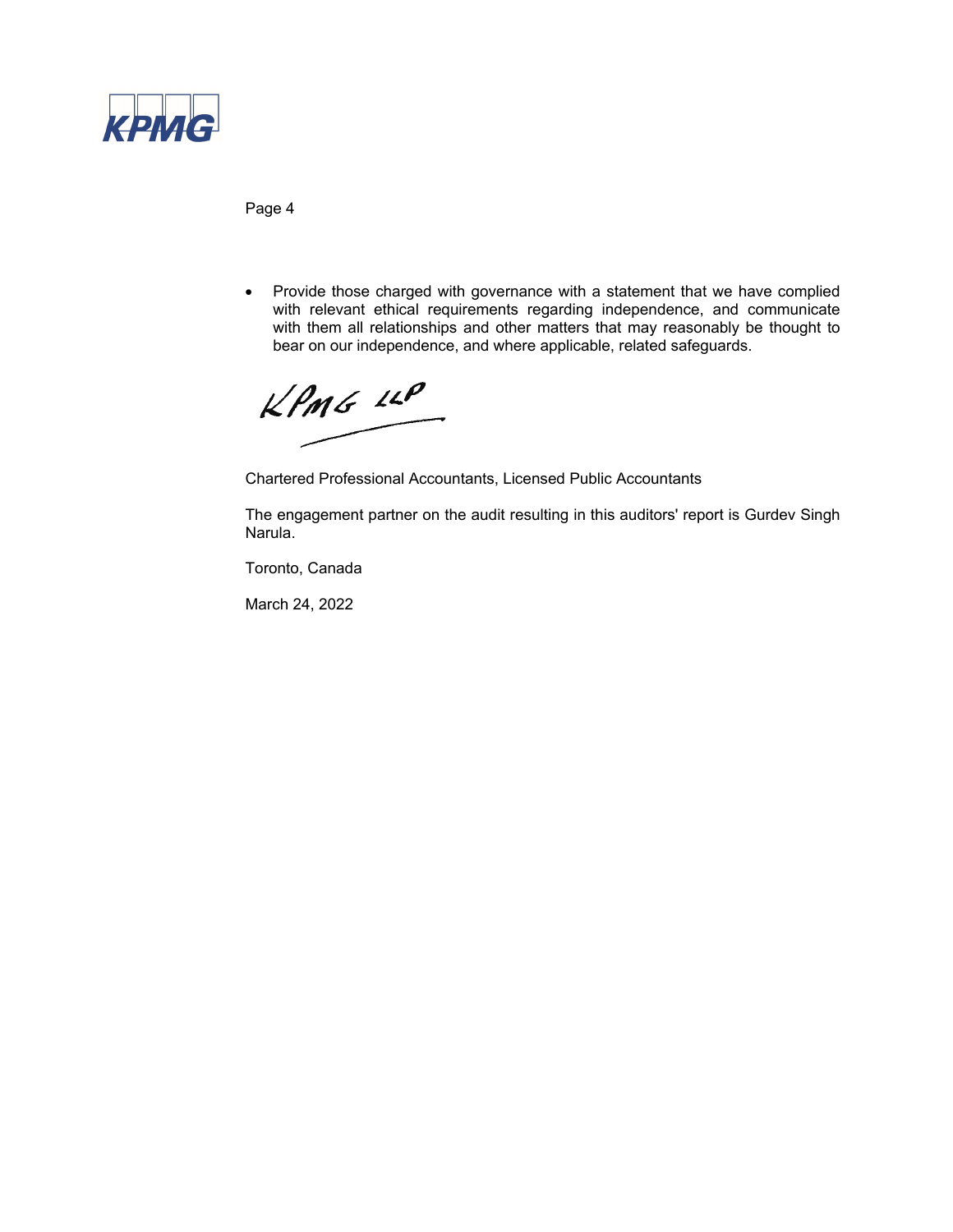- Provide those charged with governance with a statement that we have complied with relevant ethical requirements regarding independence, and communicate with them all relationships and other matters that may reasonably be thought to bear on our independence, and where applicable, related safeguards.

KPMG LLP

Chartered Professional Accountants, Licensed Public Accountants

The engagement partner on the audit resulting in this auditors' report is Gurdev Singh Narula.

Toronto, Canada

March 24, 2022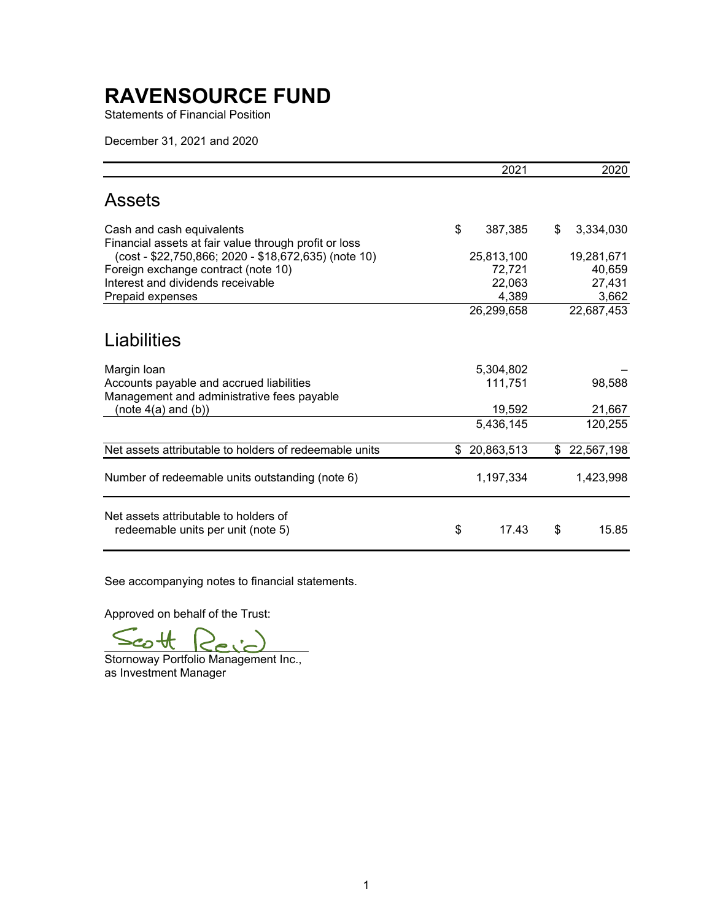# RAVENSOURCE FUND

Statements of Financial Position

December 31, 2021 and 2020

| | 2021 | 2020 |
|---|---|---|
| **Assets** | | |
| Cash and cash equivalents | $ 387,385 | $ 3,334,030 |
| Financial assets at fair value through profit or loss (cost - $22,750,866; 2020 - $18,672,635) (note 10) | 25,813,100 | 19,281,671 |
| Foreign exchange contract (note 10) | 72,721 | 40,659 |
| Interest and dividends receivable | 22,063 | 27,431 |
| Prepaid expenses | 4,389 | 3,662 |
| | 26,299,658 | 22,687,453 |
| **Liabilities** | | |
| Margin loan | 5,304,802 | – |
| Accounts payable and accrued liabilities | 111,751 | 98,588 |
| Management and administrative fees payable (note 4(a) and (b)) | 19,592 | 21,667 |
| | 5,436,145 | 120,255 |
| Net assets attributable to holders of redeemable units | $ 20,863,513 | $ 22,567,198 |
| Number of redeemable units outstanding (note 6) | 1,197,334 | 1,423,998 |
| Net assets attributable to holders of redeemable units per unit (note 5) | $ 17.43 | $ 15.85 |

See accompanying notes to financial statements.

Approved on behalf of the Trust:

Scott Reid

Stornoway Portfolio Management Inc.,
as Investment Manager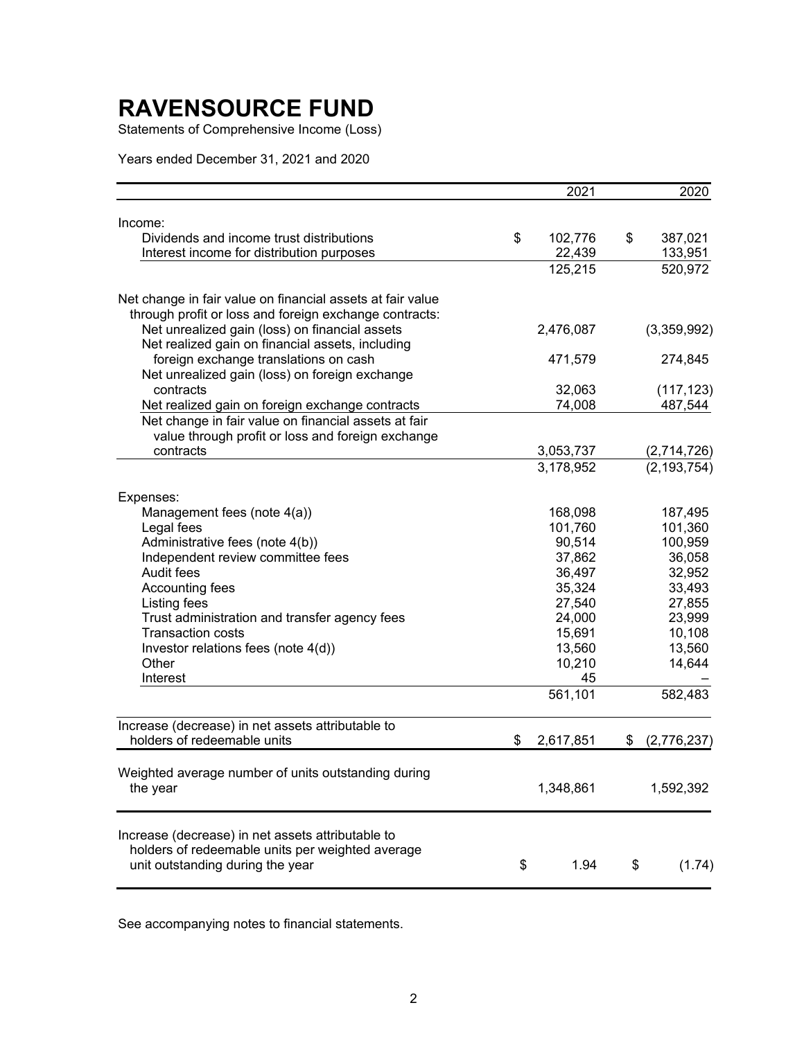# RAVENSOURCE FUND

Statements of Comprehensive Income (Loss)

Years ended December 31, 2021 and 2020

| | 2021 | 2020 |
|---|---|---|
| Income: | | |
| Dividends and income trust distributions | $ 102,776 | $ 387,021 |
| Interest income for distribution purposes | 22,439 | 133,951 |
| | 125,215 | 520,972 |
| Net change in fair value on financial assets at fair value through profit or loss and foreign exchange contracts: | | |
| Net unrealized gain (loss) on financial assets | 2,476,087 | (3,359,992) |
| Net realized gain on financial assets, including foreign exchange translations on cash | 471,579 | 274,845 |
| Net unrealized gain (loss) on foreign exchange contracts | 32,063 | (117,123) |
| Net realized gain on foreign exchange contracts | 74,008 | 487,544 |
| Net change in fair value on financial assets at fair value through profit or loss and foreign exchange contracts | 3,053,737 | (2,714,726) |
| | 3,178,952 | (2,193,754) |
| Expenses: | | |
| Management fees (note 4(a)) | 168,098 | 187,495 |
| Legal fees | 101,760 | 101,360 |
| Administrative fees (note 4(b)) | 90,514 | 100,959 |
| Independent review committee fees | 37,862 | 36,058 |
| Audit fees | 36,497 | 32,952 |
| Accounting fees | 35,324 | 33,493 |
| Listing fees | 27,540 | 27,855 |
| Trust administration and transfer agency fees | 24,000 | 23,999 |
| Transaction costs | 15,691 | 10,108 |
| Investor relations fees (note 4(d)) | 13,560 | 13,560 |
| Other | 10,210 | 14,644 |
| Interest | 45 | – |
| | 561,101 | 582,483 |
| Increase (decrease) in net assets attributable to holders of redeemable units | $ 2,617,851 | $ (2,776,237) |
| Weighted average number of units outstanding during the year | 1,348,861 | 1,592,392 |
| Increase (decrease) in net assets attributable to holders of redeemable units per weighted average unit outstanding during the year | $ 1.94 | $ (1.74) |

See accompanying notes to financial statements.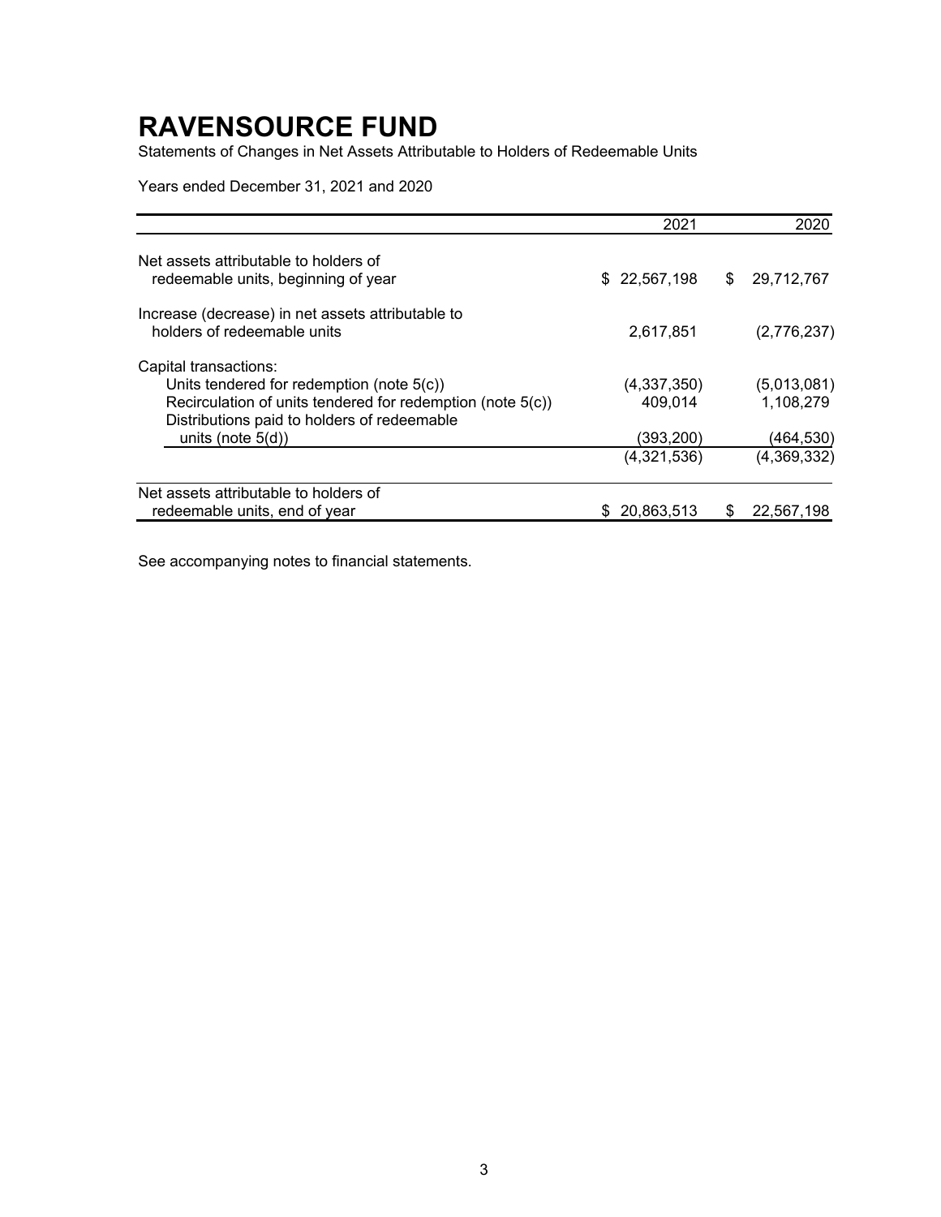# RAVENSOURCE FUND

Statements of Changes in Net Assets Attributable to Holders of Redeemable Units

Years ended December 31, 2021 and 2020

| | 2021 | 2020 |
|---|---|---|
| Net assets attributable to holders of redeemable units, beginning of year | $ 22,567,198 | $ 29,712,767 |
| Increase (decrease) in net assets attributable to holders of redeemable units | 2,617,851 | (2,776,237) |
| Capital transactions: | | |
| Units tendered for redemption (note 5(c)) | (4,337,350) | (5,013,081) |
| Recirculation of units tendered for redemption (note 5(c)) | 409,014 | 1,108,279 |
| Distributions paid to holders of redeemable units (note 5(d)) | (393,200) | (464,530) |
| | (4,321,536) | (4,369,332) |
| Net assets attributable to holders of redeemable units, end of year | $ 20,863,513 | $ 22,567,198 |

See accompanying notes to financial statements.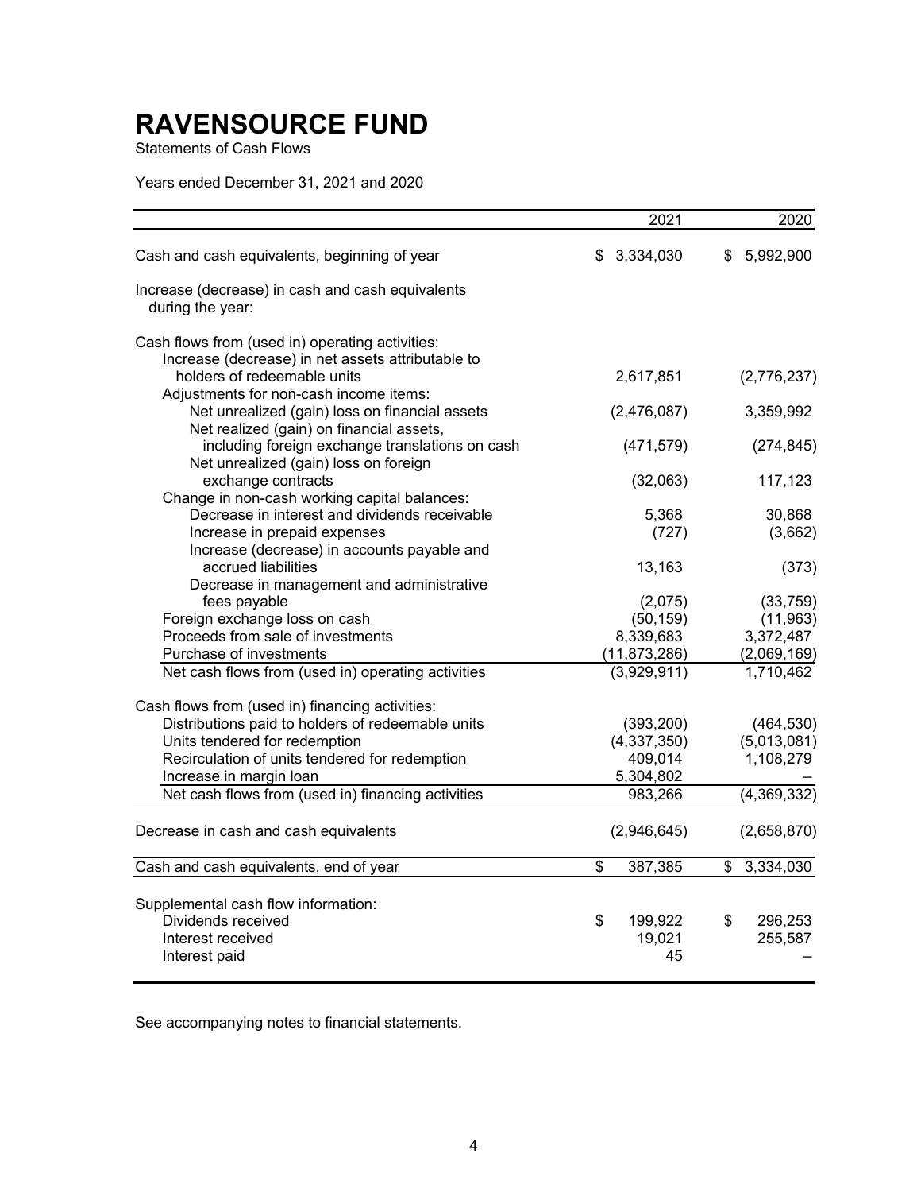# RAVENSOURCE FUND

Statements of Cash Flows

Years ended December 31, 2021 and 2020

| | 2021 | 2020 |
|---|---|---|
| Cash and cash equivalents, beginning of year | $ 3,334,030 | $ 5,992,900 |
| Increase (decrease) in cash and cash equivalents during the year: | | |
| Cash flows from (used in) operating activities: | | |
| Increase (decrease) in net assets attributable to holders of redeemable units | 2,617,851 | (2,776,237) |
| Adjustments for non-cash income items: | | |
| Net unrealized (gain) loss on financial assets | (2,476,087) | 3,359,992 |
| Net realized (gain) on financial assets, including foreign exchange translations on cash | (471,579) | (274,845) |
| Net unrealized (gain) loss on foreign exchange contracts | (32,063) | 117,123 |
| Change in non-cash working capital balances: | | |
| Decrease in interest and dividends receivable | 5,368 | 30,868 |
| Increase in prepaid expenses | (727) | (3,662) |
| Increase (decrease) in accounts payable and accrued liabilities | 13,163 | (373) |
| Decrease in management and administrative fees payable | (2,075) | (33,759) |
| Foreign exchange loss on cash | (50,159) | (11,963) |
| Proceeds from sale of investments | 8,339,683 | 3,372,487 |
| Purchase of investments | (11,873,286) | (2,069,169) |
| Net cash flows from (used in) operating activities | (3,929,911) | 1,710,462 |
| Cash flows from (used in) financing activities: | | |
| Distributions paid to holders of redeemable units | (393,200) | (464,530) |
| Units tendered for redemption | (4,337,350) | (5,013,081) |
| Recirculation of units tendered for redemption | 409,014 | 1,108,279 |
| Increase in margin loan | 5,304,802 | – |
| Net cash flows from (used in) financing activities | 983,266 | (4,369,332) |
| Decrease in cash and cash equivalents | (2,946,645) | (2,658,870) |
| Cash and cash equivalents, end of year | $ 387,385 | $ 3,334,030 |
| Supplemental cash flow information: | | |
| Dividends received | $ 199,922 | $ 296,253 |
| Interest received | 19,021 | 255,587 |
| Interest paid | 45 | – |

See accompanying notes to financial statements.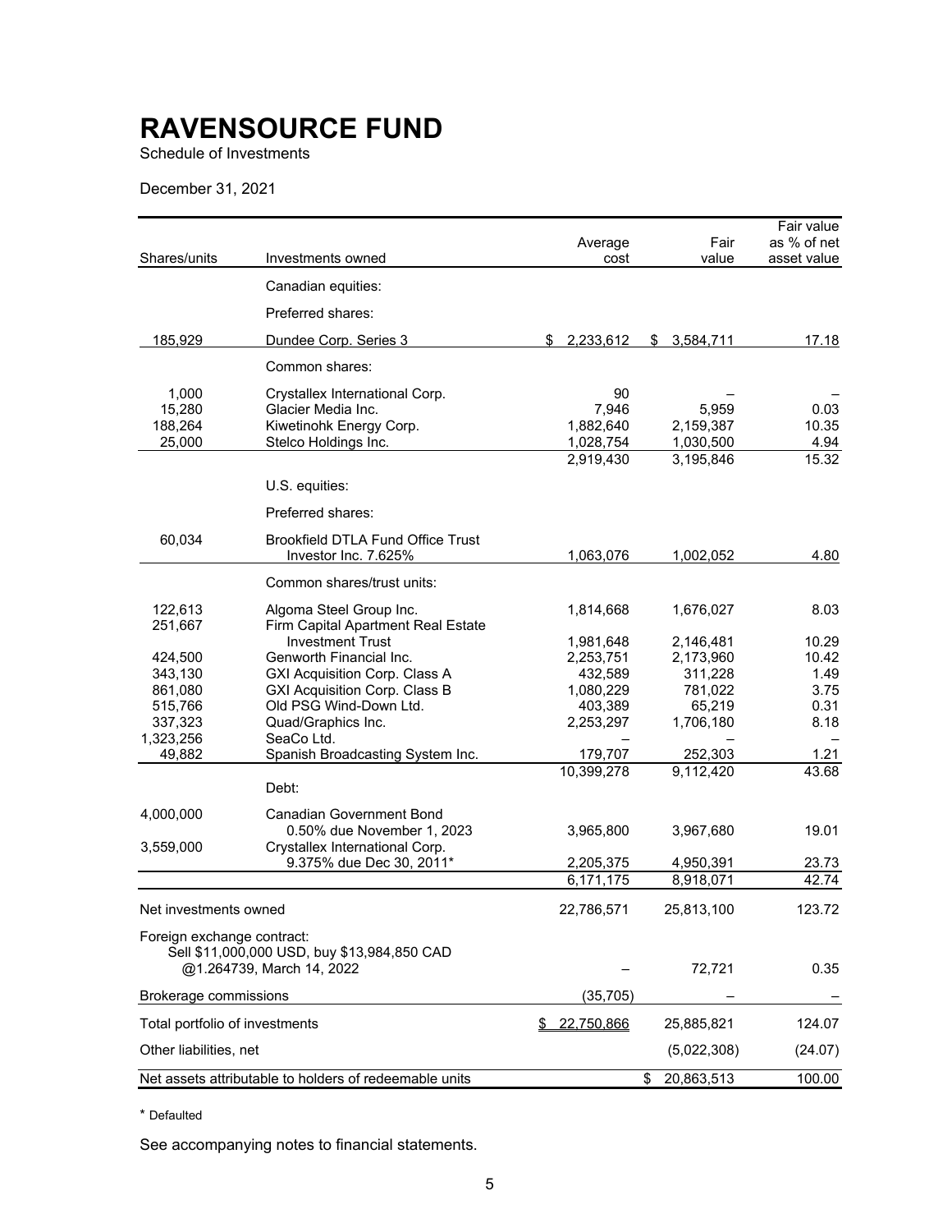# RAVENSOURCE FUND

Schedule of Investments

December 31, 2021

| Shares/units | Investments owned | Average cost | Fair value | Fair value as % of net asset value |
|---|---|---|---|---|
| | Canadian equities: | | | |
| | Preferred shares: | | | |
| 185,929 | Dundee Corp. Series 3 | $ 2,233,612 | $ 3,584,711 | 17.18 |
| | Common shares: | | | |
| 1,000 | Crystallex International Corp. | 90 | – | – |
| 15,280 | Glacier Media Inc. | 7,946 | 5,959 | 0.03 |
| 188,264 | Kiwetinohk Energy Corp. | 1,882,640 | 2,159,387 | 10.35 |
| 25,000 | Stelco Holdings Inc. | 1,028,754 | 1,030,500 | 4.94 |
| | | 2,919,430 | 3,195,846 | 15.32 |
| | U.S. equities: | | | |
| | Preferred shares: | | | |
| 60,034 | Brookfield DTLA Fund Office Trust Investor Inc. 7.625% | 1,063,076 | 1,002,052 | 4.80 |
| | Common shares/trust units: | | | |
| 122,613 | Algoma Steel Group Inc. | 1,814,668 | 1,676,027 | 8.03 |
| 251,667 | Firm Capital Apartment Real Estate Investment Trust | 1,981,648 | 2,146,481 | 10.29 |
| 424,500 | Genworth Financial Inc. | 2,253,751 | 2,173,960 | 10.42 |
| 343,130 | GXI Acquisition Corp. Class A | 432,589 | 311,228 | 1.49 |
| 861,080 | GXI Acquisition Corp. Class B | 1,080,229 | 781,022 | 3.75 |
| 515,766 | Old PSG Wind-Down Ltd. | 403,389 | 65,219 | 0.31 |
| 337,323 | Quad/Graphics Inc. | 2,253,297 | 1,706,180 | 8.18 |
| 1,323,256 | SeaCo Ltd. | – | – | – |
| 49,882 | Spanish Broadcasting System Inc. | 179,707 | 252,303 | 1.21 |
| | | 10,399,278 | 9,112,420 | 43.68 |
| | Debt: | | | |
| 4,000,000 | Canadian Government Bond 0.50% due November 1, 2023 | 3,965,800 | 3,967,680 | 19.01 |
| 3,559,000 | Crystallex International Corp. 9.375% due Dec 30, 2011* | 2,205,375 | 4,950,391 | 23.73 |
| | | 6,171,175 | 8,918,071 | 42.74 |
| Net investments owned | | 22,786,571 | 25,813,100 | 123.72 |
| Foreign exchange contract: Sell $11,000,000 USD, buy $13,984,850 CAD @1.264739, March 14, 2022 | | – | 72,721 | 0.35 |
| Brokerage commissions | | (35,705) | – | – |
| Total portfolio of investments | | $ 22,750,866 | 25,885,821 | 124.07 |
| Other liabilities, net | | | (5,022,308) | (24.07) |
| Net assets attributable to holders of redeemable units | | | $ 20,863,513 | 100.00 |

\* Defaulted

See accompanying notes to financial statements.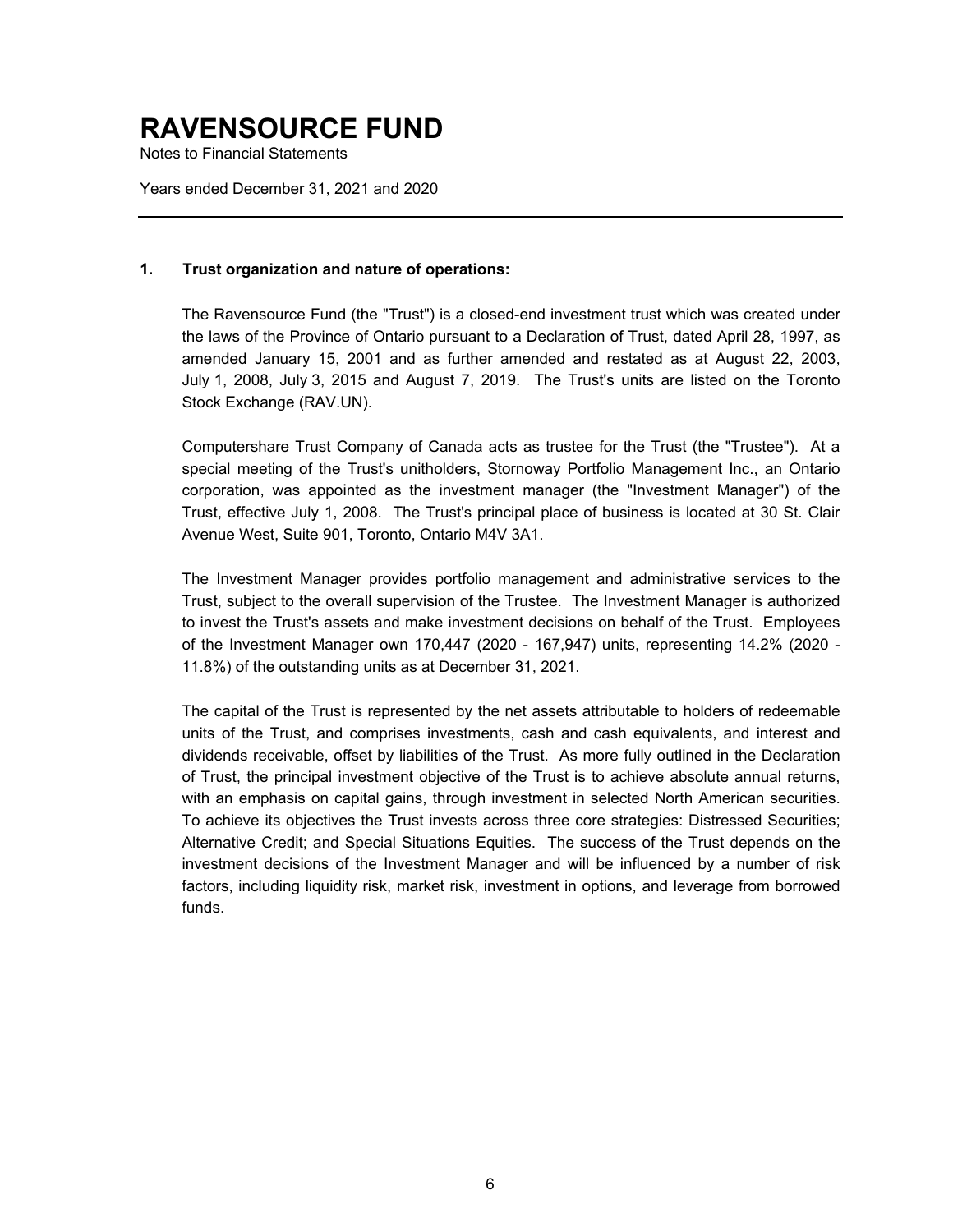# RAVENSOURCE FUND

Notes to Financial Statements

Years ended December 31, 2021 and 2020

---

### 1. Trust organization and nature of operations:

The Ravensource Fund (the "Trust") is a closed-end investment trust which was created under the laws of the Province of Ontario pursuant to a Declaration of Trust, dated April 28, 1997, as amended January 15, 2001 and as further amended and restated as at August 22, 2003, July 1, 2008, July 3, 2015 and August 7, 2019. The Trust's units are listed on the Toronto Stock Exchange (RAV.UN).

Computershare Trust Company of Canada acts as trustee for the Trust (the "Trustee"). At a special meeting of the Trust's unitholders, Stornoway Portfolio Management Inc., an Ontario corporation, was appointed as the investment manager (the "Investment Manager") of the Trust, effective July 1, 2008. The Trust's principal place of business is located at 30 St. Clair Avenue West, Suite 901, Toronto, Ontario M4V 3A1.

The Investment Manager provides portfolio management and administrative services to the Trust, subject to the overall supervision of the Trustee. The Investment Manager is authorized to invest the Trust's assets and make investment decisions on behalf of the Trust. Employees of the Investment Manager own 170,447 (2020 - 167,947) units, representing 14.2% (2020 - 11.8%) of the outstanding units as at December 31, 2021.

The capital of the Trust is represented by the net assets attributable to holders of redeemable units of the Trust, and comprises investments, cash and cash equivalents, and interest and dividends receivable, offset by liabilities of the Trust. As more fully outlined in the Declaration of Trust, the principal investment objective of the Trust is to achieve absolute annual returns, with an emphasis on capital gains, through investment in selected North American securities. To achieve its objectives the Trust invests across three core strategies: Distressed Securities; Alternative Credit; and Special Situations Equities. The success of the Trust depends on the investment decisions of the Investment Manager and will be influenced by a number of risk factors, including liquidity risk, market risk, investment in options, and leverage from borrowed funds.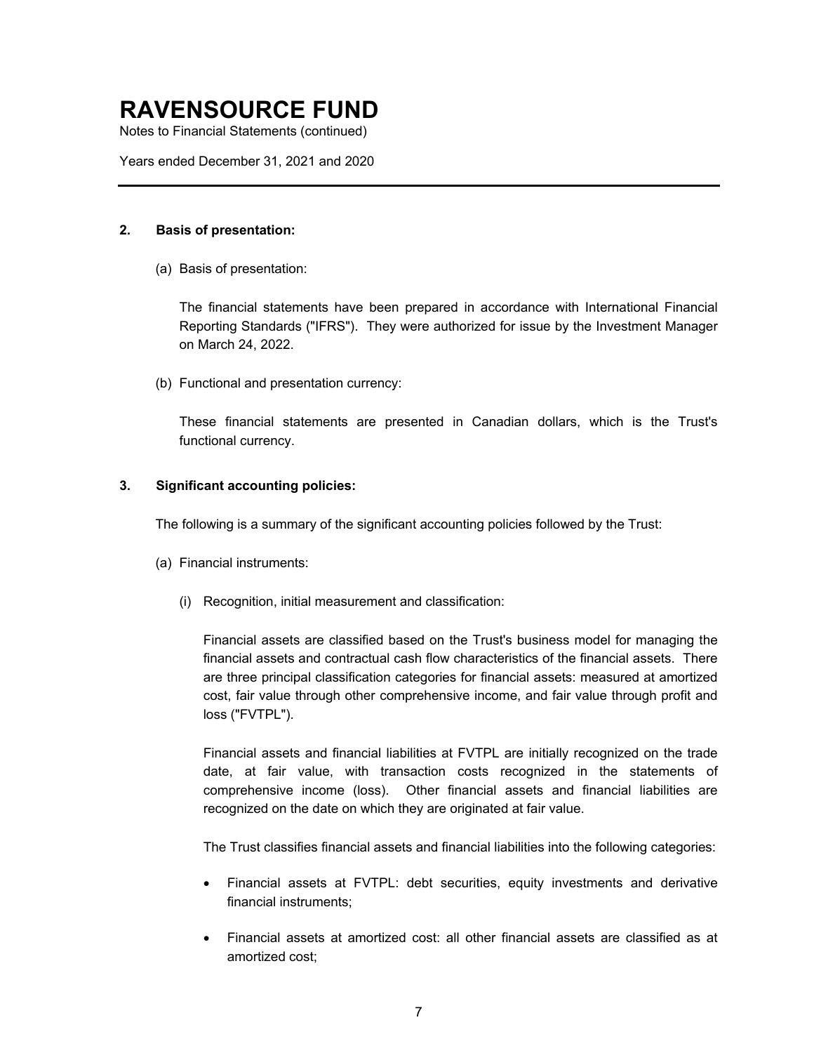# RAVENSOURCE FUND

Notes to Financial Statements (continued)

Years ended December 31, 2021 and 2020

## 2. Basis of presentation:

(a) Basis of presentation:

The financial statements have been prepared in accordance with International Financial Reporting Standards ("IFRS"). They were authorized for issue by the Investment Manager on March 24, 2022.

(b) Functional and presentation currency:

These financial statements are presented in Canadian dollars, which is the Trust's functional currency.

## 3. Significant accounting policies:

The following is a summary of the significant accounting policies followed by the Trust:

(a) Financial instruments:

(i) Recognition, initial measurement and classification:

Financial assets are classified based on the Trust's business model for managing the financial assets and contractual cash flow characteristics of the financial assets. There are three principal classification categories for financial assets: measured at amortized cost, fair value through other comprehensive income, and fair value through profit and loss ("FVTPL").

Financial assets and financial liabilities at FVTPL are initially recognized on the trade date, at fair value, with transaction costs recognized in the statements of comprehensive income (loss). Other financial assets and financial liabilities are recognized on the date on which they are originated at fair value.

The Trust classifies financial assets and financial liabilities into the following categories:

- Financial assets at FVTPL: debt securities, equity investments and derivative financial instruments;
- Financial assets at amortized cost: all other financial assets are classified as at amortized cost;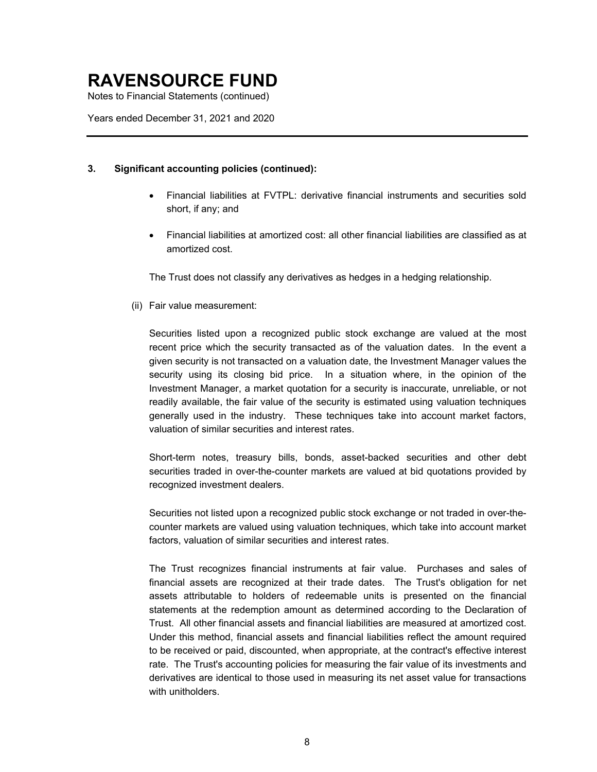# RAVENSOURCE FUND

Notes to Financial Statements (continued)

Years ended December 31, 2021 and 2020

### 3. Significant accounting policies (continued):

- Financial liabilities at FVTPL: derivative financial instruments and securities sold short, if any; and
- Financial liabilities at amortized cost: all other financial liabilities are classified as at amortized cost.

The Trust does not classify any derivatives as hedges in a hedging relationship.

(ii) Fair value measurement:

Securities listed upon a recognized public stock exchange are valued at the most recent price which the security transacted as of the valuation dates. In the event a given security is not transacted on a valuation date, the Investment Manager values the security using its closing bid price. In a situation where, in the opinion of the Investment Manager, a market quotation for a security is inaccurate, unreliable, or not readily available, the fair value of the security is estimated using valuation techniques generally used in the industry. These techniques take into account market factors, valuation of similar securities and interest rates.

Short-term notes, treasury bills, bonds, asset-backed securities and other debt securities traded in over-the-counter markets are valued at bid quotations provided by recognized investment dealers.

Securities not listed upon a recognized public stock exchange or not traded in over-the-counter markets are valued using valuation techniques, which take into account market factors, valuation of similar securities and interest rates.

The Trust recognizes financial instruments at fair value. Purchases and sales of financial assets are recognized at their trade dates. The Trust's obligation for net assets attributable to holders of redeemable units is presented on the financial statements at the redemption amount as determined according to the Declaration of Trust. All other financial assets and financial liabilities are measured at amortized cost. Under this method, financial assets and financial liabilities reflect the amount required to be received or paid, discounted, when appropriate, at the contract's effective interest rate. The Trust's accounting policies for measuring the fair value of its investments and derivatives are identical to those used in measuring its net asset value for transactions with unitholders.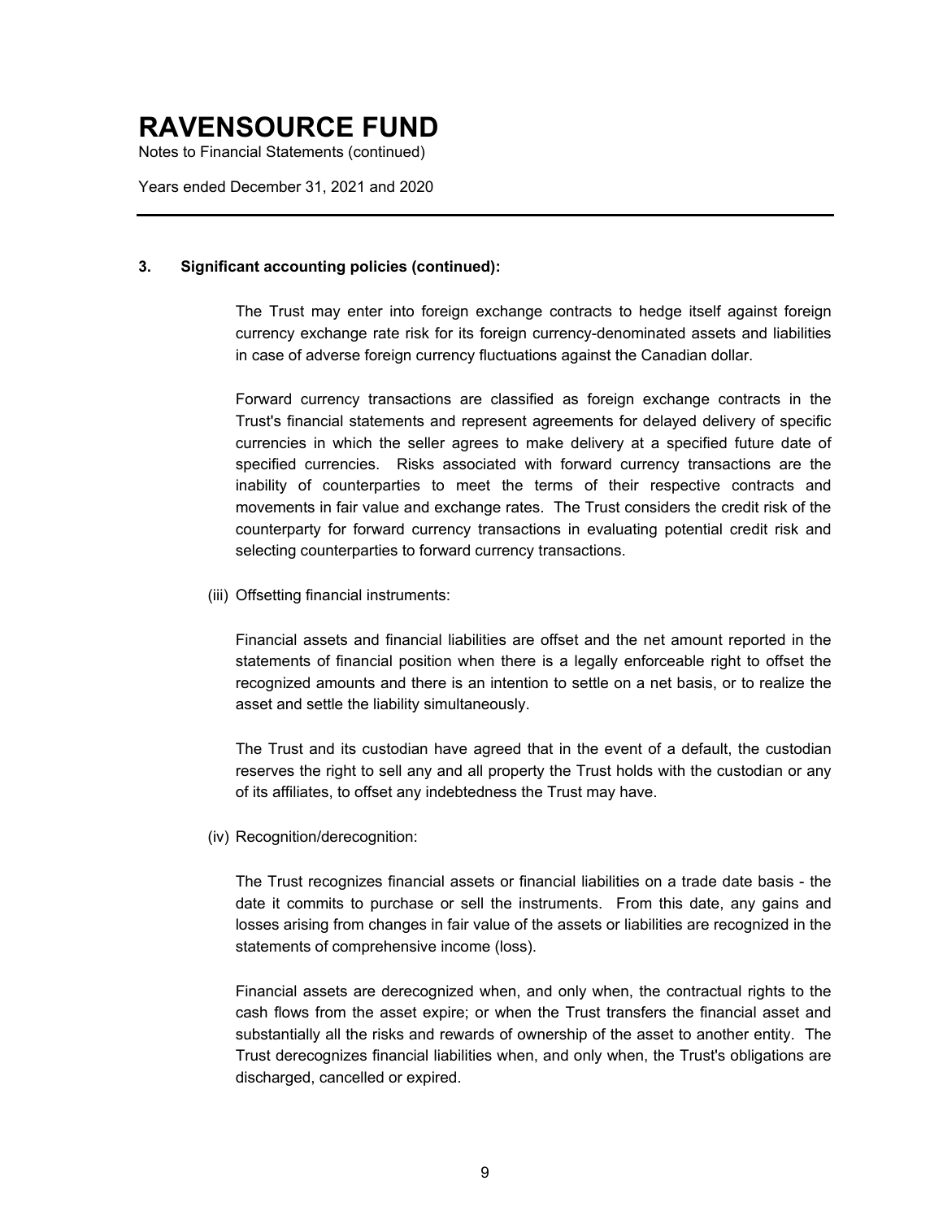### 3. Significant accounting policies (continued):

The Trust may enter into foreign exchange contracts to hedge itself against foreign currency exchange rate risk for its foreign currency-denominated assets and liabilities in case of adverse foreign currency fluctuations against the Canadian dollar.

Forward currency transactions are classified as foreign exchange contracts in the Trust's financial statements and represent agreements for delayed delivery of specific currencies in which the seller agrees to make delivery at a specified future date of specified currencies. Risks associated with forward currency transactions are the inability of counterparties to meet the terms of their respective contracts and movements in fair value and exchange rates. The Trust considers the credit risk of the counterparty for forward currency transactions in evaluating potential credit risk and selecting counterparties to forward currency transactions.

(iii) Offsetting financial instruments:

Financial assets and financial liabilities are offset and the net amount reported in the statements of financial position when there is a legally enforceable right to offset the recognized amounts and there is an intention to settle on a net basis, or to realize the asset and settle the liability simultaneously.

The Trust and its custodian have agreed that in the event of a default, the custodian reserves the right to sell any and all property the Trust holds with the custodian or any of its affiliates, to offset any indebtedness the Trust may have.

(iv) Recognition/derecognition:

The Trust recognizes financial assets or financial liabilities on a trade date basis - the date it commits to purchase or sell the instruments. From this date, any gains and losses arising from changes in fair value of the assets or liabilities are recognized in the statements of comprehensive income (loss).

Financial assets are derecognized when, and only when, the contractual rights to the cash flows from the asset expire; or when the Trust transfers the financial asset and substantially all the risks and rewards of ownership of the asset to another entity. The Trust derecognizes financial liabilities when, and only when, the Trust's obligations are discharged, cancelled or expired.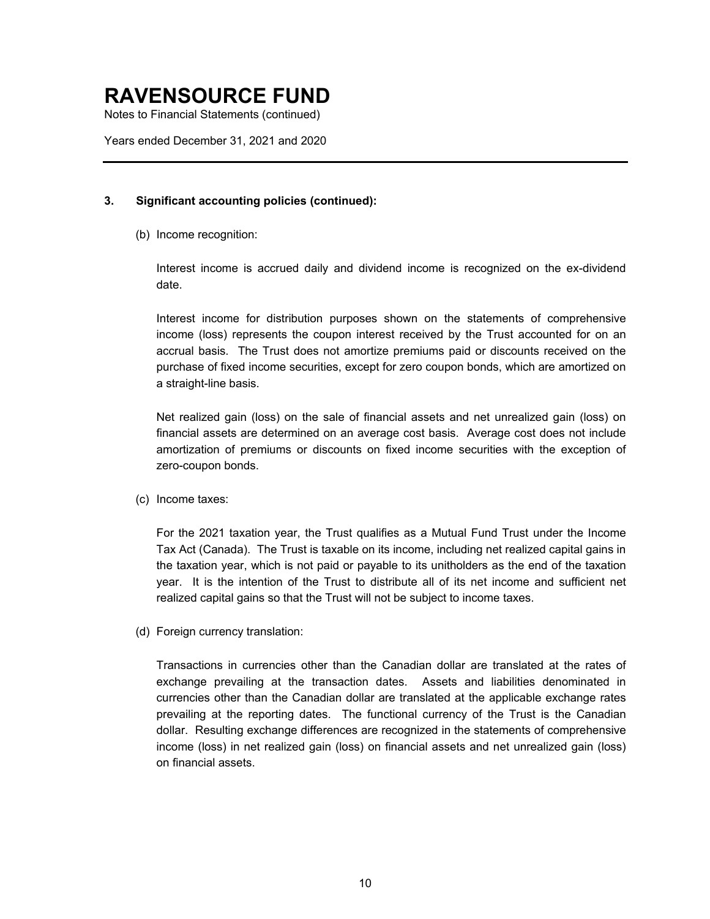# RAVENSOURCE FUND

Notes to Financial Statements (continued)

Years ended December 31, 2021 and 2020

---

### 3. Significant accounting policies (continued):

(b) Income recognition:

Interest income is accrued daily and dividend income is recognized on the ex-dividend date.

Interest income for distribution purposes shown on the statements of comprehensive income (loss) represents the coupon interest received by the Trust accounted for on an accrual basis. The Trust does not amortize premiums paid or discounts received on the purchase of fixed income securities, except for zero coupon bonds, which are amortized on a straight-line basis.

Net realized gain (loss) on the sale of financial assets and net unrealized gain (loss) on financial assets are determined on an average cost basis. Average cost does not include amortization of premiums or discounts on fixed income securities with the exception of zero-coupon bonds.

(c) Income taxes:

For the 2021 taxation year, the Trust qualifies as a Mutual Fund Trust under the Income Tax Act (Canada). The Trust is taxable on its income, including net realized capital gains in the taxation year, which is not paid or payable to its unitholders as the end of the taxation year. It is the intention of the Trust to distribute all of its net income and sufficient net realized capital gains so that the Trust will not be subject to income taxes.

(d) Foreign currency translation:

Transactions in currencies other than the Canadian dollar are translated at the rates of exchange prevailing at the transaction dates. Assets and liabilities denominated in currencies other than the Canadian dollar are translated at the applicable exchange rates prevailing at the reporting dates. The functional currency of the Trust is the Canadian dollar. Resulting exchange differences are recognized in the statements of comprehensive income (loss) in net realized gain (loss) on financial assets and net unrealized gain (loss) on financial assets.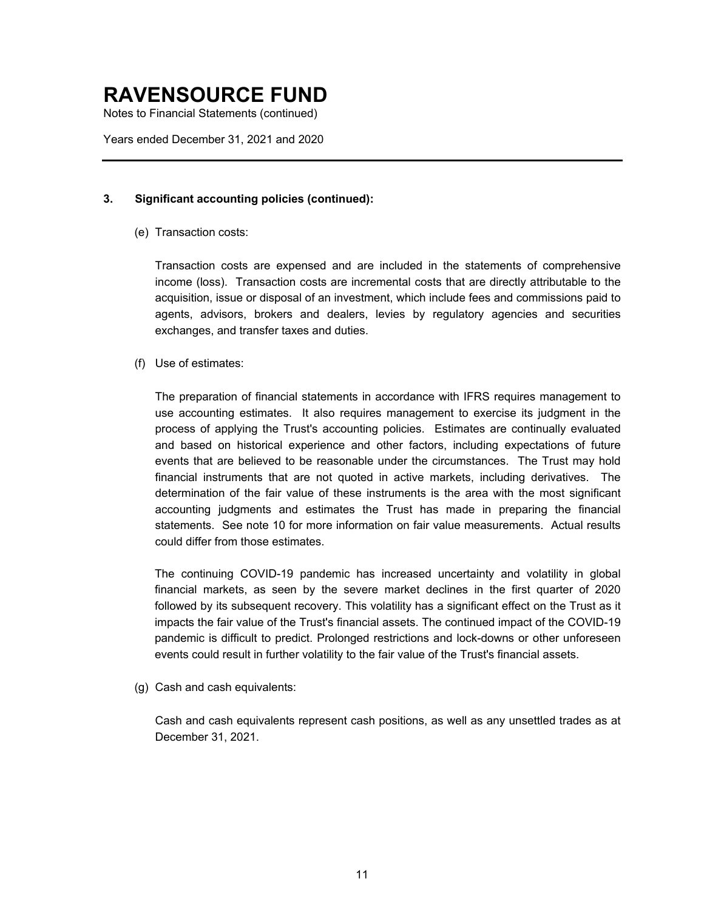# RAVENSOURCE FUND

Notes to Financial Statements (continued)

Years ended December 31, 2021 and 2020

---

**3. Significant accounting policies (continued):**

(e) Transaction costs:

Transaction costs are expensed and are included in the statements of comprehensive income (loss). Transaction costs are incremental costs that are directly attributable to the acquisition, issue or disposal of an investment, which include fees and commissions paid to agents, advisors, brokers and dealers, levies by regulatory agencies and securities exchanges, and transfer taxes and duties.

(f) Use of estimates:

The preparation of financial statements in accordance with IFRS requires management to use accounting estimates. It also requires management to exercise its judgment in the process of applying the Trust's accounting policies. Estimates are continually evaluated and based on historical experience and other factors, including expectations of future events that are believed to be reasonable under the circumstances. The Trust may hold financial instruments that are not quoted in active markets, including derivatives. The determination of the fair value of these instruments is the area with the most significant accounting judgments and estimates the Trust has made in preparing the financial statements. See note 10 for more information on fair value measurements. Actual results could differ from those estimates.

The continuing COVID-19 pandemic has increased uncertainty and volatility in global financial markets, as seen by the severe market declines in the first quarter of 2020 followed by its subsequent recovery. This volatility has a significant effect on the Trust as it impacts the fair value of the Trust's financial assets. The continued impact of the COVID-19 pandemic is difficult to predict. Prolonged restrictions and lock-downs or other unforeseen events could result in further volatility to the fair value of the Trust's financial assets.

(g) Cash and cash equivalents:

Cash and cash equivalents represent cash positions, as well as any unsettled trades as at December 31, 2021.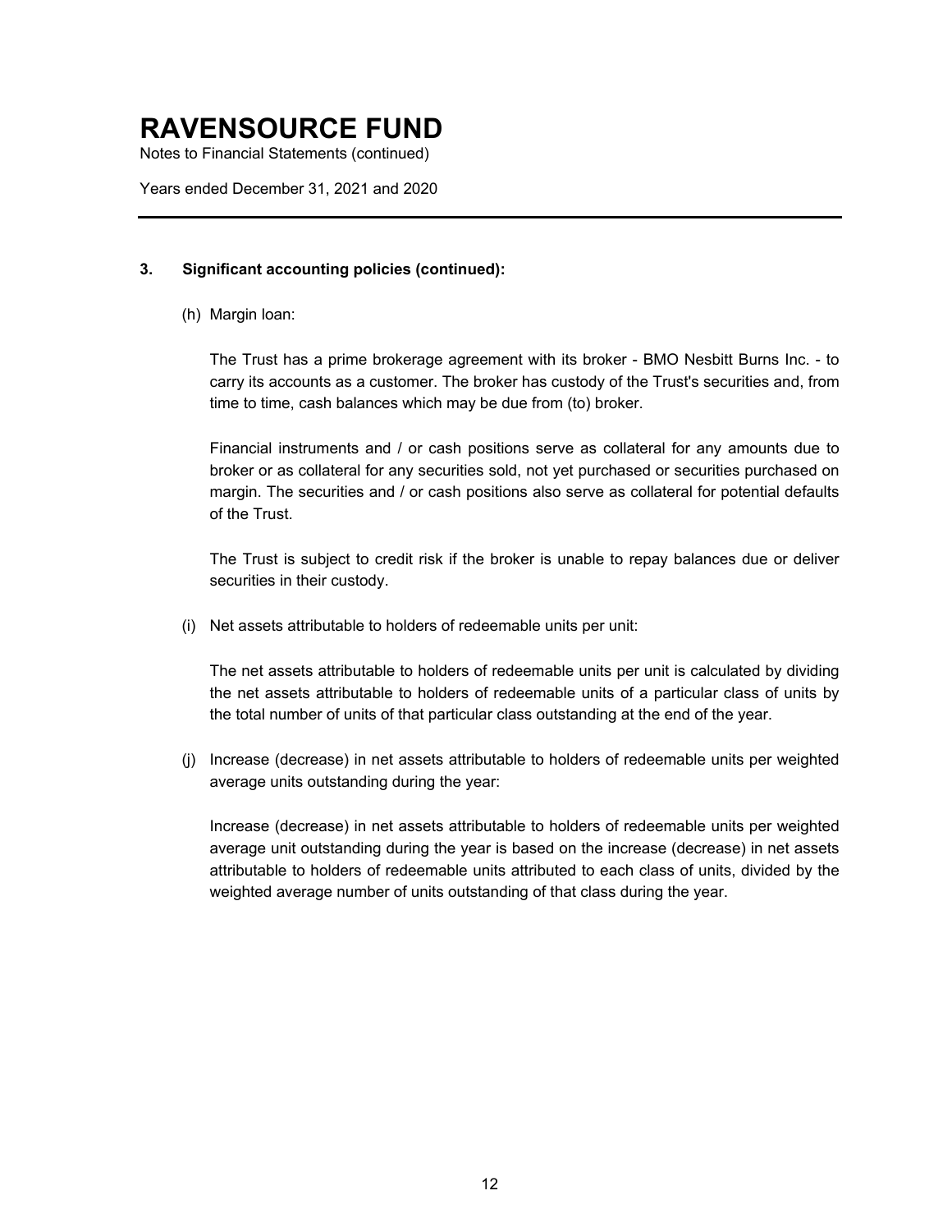# RAVENSOURCE FUND

Notes to Financial Statements (continued)

Years ended December 31, 2021 and 2020

## 3. Significant accounting policies (continued):

(h) Margin loan:

The Trust has a prime brokerage agreement with its broker - BMO Nesbitt Burns Inc. - to carry its accounts as a customer. The broker has custody of the Trust's securities and, from time to time, cash balances which may be due from (to) broker.

Financial instruments and / or cash positions serve as collateral for any amounts due to broker or as collateral for any securities sold, not yet purchased or securities purchased on margin. The securities and / or cash positions also serve as collateral for potential defaults of the Trust.

The Trust is subject to credit risk if the broker is unable to repay balances due or deliver securities in their custody.

(i) Net assets attributable to holders of redeemable units per unit:

The net assets attributable to holders of redeemable units per unit is calculated by dividing the net assets attributable to holders of redeemable units of a particular class of units by the total number of units of that particular class outstanding at the end of the year.

(j) Increase (decrease) in net assets attributable to holders of redeemable units per weighted average units outstanding during the year:

Increase (decrease) in net assets attributable to holders of redeemable units per weighted average unit outstanding during the year is based on the increase (decrease) in net assets attributable to holders of redeemable units attributed to each class of units, divided by the weighted average number of units outstanding of that class during the year.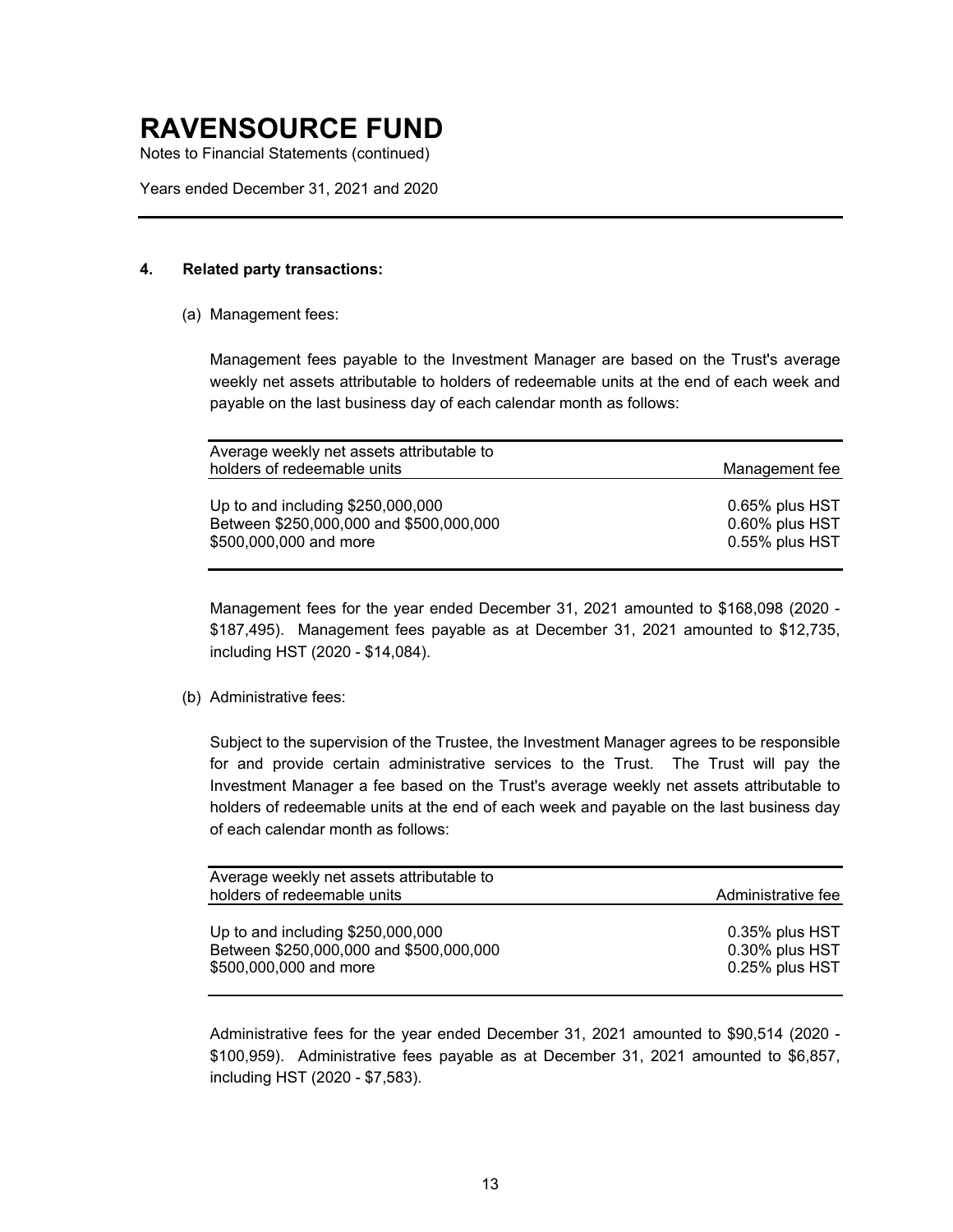# RAVENSOURCE FUND

Notes to Financial Statements (continued)

Years ended December 31, 2021 and 2020

---

## 4. Related party transactions:

(a) Management fees:

Management fees payable to the Investment Manager are based on the Trust's average weekly net assets attributable to holders of redeemable units at the end of each week and payable on the last business day of each calendar month as follows:

| Average weekly net assets attributable to holders of redeemable units | Management fee |
| --- | --- |
| Up to and including $250,000,000 | 0.65% plus HST |
| Between $250,000,000 and $500,000,000 | 0.60% plus HST |
| $500,000,000 and more | 0.55% plus HST |

Management fees for the year ended December 31, 2021 amounted to $168,098 (2020 - $187,495). Management fees payable as at December 31, 2021 amounted to $12,735, including HST (2020 - $14,084).

(b) Administrative fees:

Subject to the supervision of the Trustee, the Investment Manager agrees to be responsible for and provide certain administrative services to the Trust. The Trust will pay the Investment Manager a fee based on the Trust's average weekly net assets attributable to holders of redeemable units at the end of each week and payable on the last business day of each calendar month as follows:

| Average weekly net assets attributable to holders of redeemable units | Administrative fee |
| --- | --- |
| Up to and including $250,000,000 | 0.35% plus HST |
| Between $250,000,000 and $500,000,000 | 0.30% plus HST |
| $500,000,000 and more | 0.25% plus HST |

Administrative fees for the year ended December 31, 2021 amounted to $90,514 (2020 - $100,959). Administrative fees payable as at December 31, 2021 amounted to $6,857, including HST (2020 - $7,583).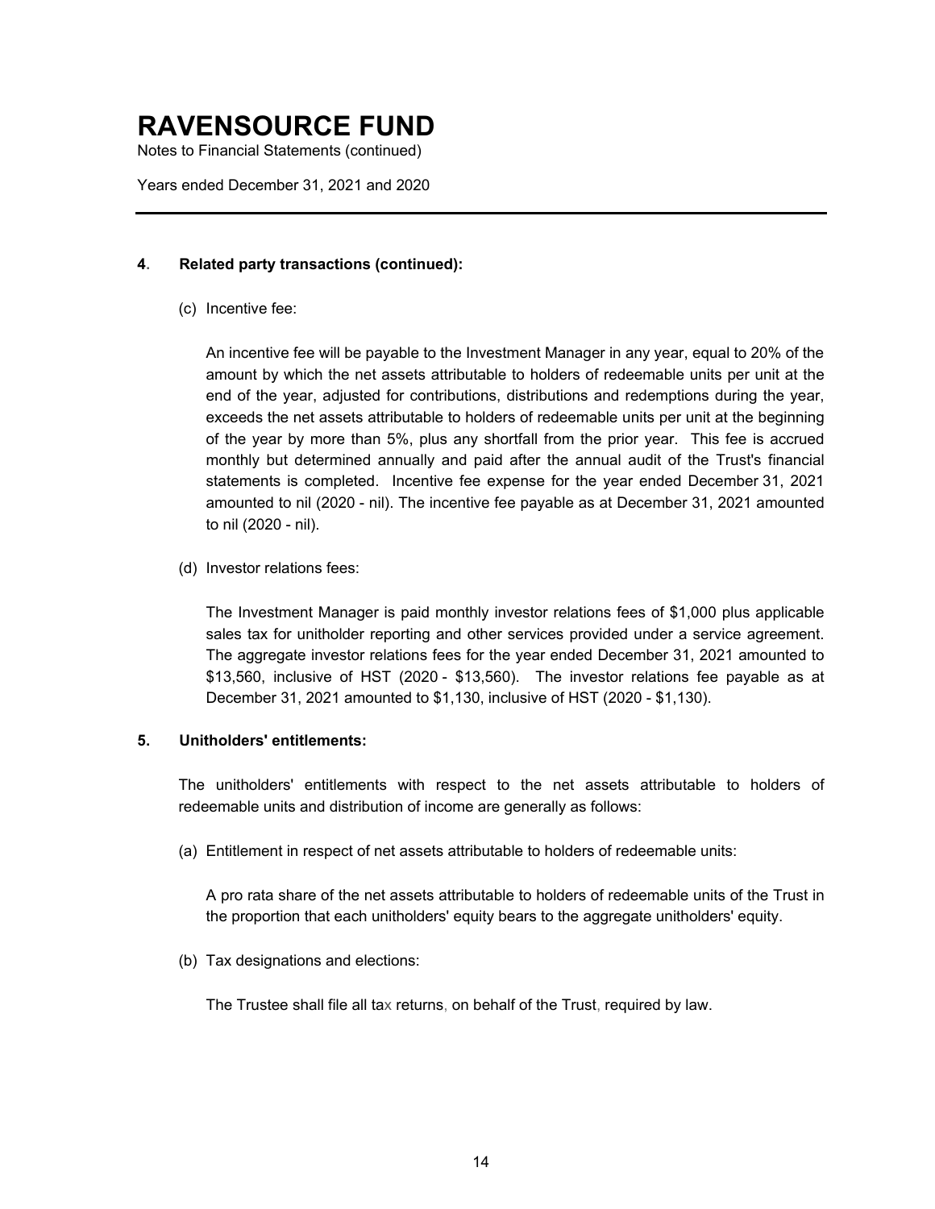# RAVENSOURCE FUND

Notes to Financial Statements (continued)

Years ended December 31, 2021 and 2020

---

**4. Related party transactions (continued):**

(c) Incentive fee:

An incentive fee will be payable to the Investment Manager in any year, equal to 20% of the amount by which the net assets attributable to holders of redeemable units per unit at the end of the year, adjusted for contributions, distributions and redemptions during the year, exceeds the net assets attributable to holders of redeemable units per unit at the beginning of the year by more than 5%, plus any shortfall from the prior year. This fee is accrued monthly but determined annually and paid after the annual audit of the Trust's financial statements is completed. Incentive fee expense for the year ended December 31, 2021 amounted to nil (2020 - nil). The incentive fee payable as at December 31, 2021 amounted to nil (2020 - nil).

(d) Investor relations fees:

The Investment Manager is paid monthly investor relations fees of $1,000 plus applicable sales tax for unitholder reporting and other services provided under a service agreement. The aggregate investor relations fees for the year ended December 31, 2021 amounted to $13,560, inclusive of HST (2020 - $13,560). The investor relations fee payable as at December 31, 2021 amounted to $1,130, inclusive of HST (2020 - $1,130).

**5. Unitholders' entitlements:**

The unitholders' entitlements with respect to the net assets attributable to holders of redeemable units and distribution of income are generally as follows:

(a) Entitlement in respect of net assets attributable to holders of redeemable units:

A pro rata share of the net assets attributable to holders of redeemable units of the Trust in the proportion that each unitholders' equity bears to the aggregate unitholders' equity.

(b) Tax designations and elections:

The Trustee shall file all tax returns, on behalf of the Trust, required by law.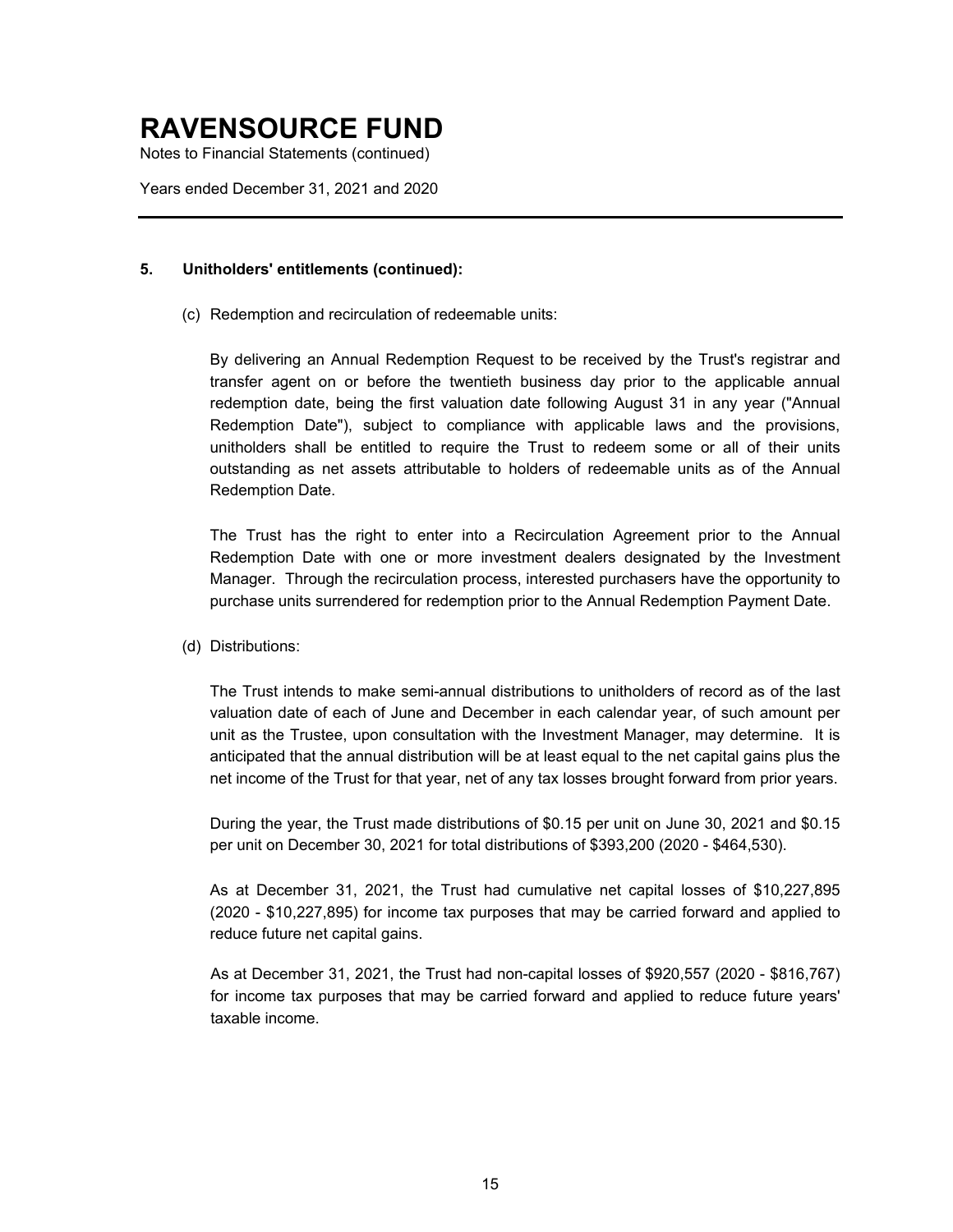# RAVENSOURCE FUND

Notes to Financial Statements (continued)

Years ended December 31, 2021 and 2020

---

**5. Unitholders' entitlements (continued):**

(c) Redemption and recirculation of redeemable units:

By delivering an Annual Redemption Request to be received by the Trust's registrar and transfer agent on or before the twentieth business day prior to the applicable annual redemption date, being the first valuation date following August 31 in any year ("Annual Redemption Date"), subject to compliance with applicable laws and the provisions, unitholders shall be entitled to require the Trust to redeem some or all of their units outstanding as net assets attributable to holders of redeemable units as of the Annual Redemption Date.

The Trust has the right to enter into a Recirculation Agreement prior to the Annual Redemption Date with one or more investment dealers designated by the Investment Manager. Through the recirculation process, interested purchasers have the opportunity to purchase units surrendered for redemption prior to the Annual Redemption Payment Date.

(d) Distributions:

The Trust intends to make semi-annual distributions to unitholders of record as of the last valuation date of each of June and December in each calendar year, of such amount per unit as the Trustee, upon consultation with the Investment Manager, may determine. It is anticipated that the annual distribution will be at least equal to the net capital gains plus the net income of the Trust for that year, net of any tax losses brought forward from prior years.

During the year, the Trust made distributions of $0.15 per unit on June 30, 2021 and $0.15 per unit on December 30, 2021 for total distributions of $393,200 (2020 - $464,530).

As at December 31, 2021, the Trust had cumulative net capital losses of $10,227,895 (2020 - $10,227,895) for income tax purposes that may be carried forward and applied to reduce future net capital gains.

As at December 31, 2021, the Trust had non-capital losses of $920,557 (2020 - $816,767) for income tax purposes that may be carried forward and applied to reduce future years' taxable income.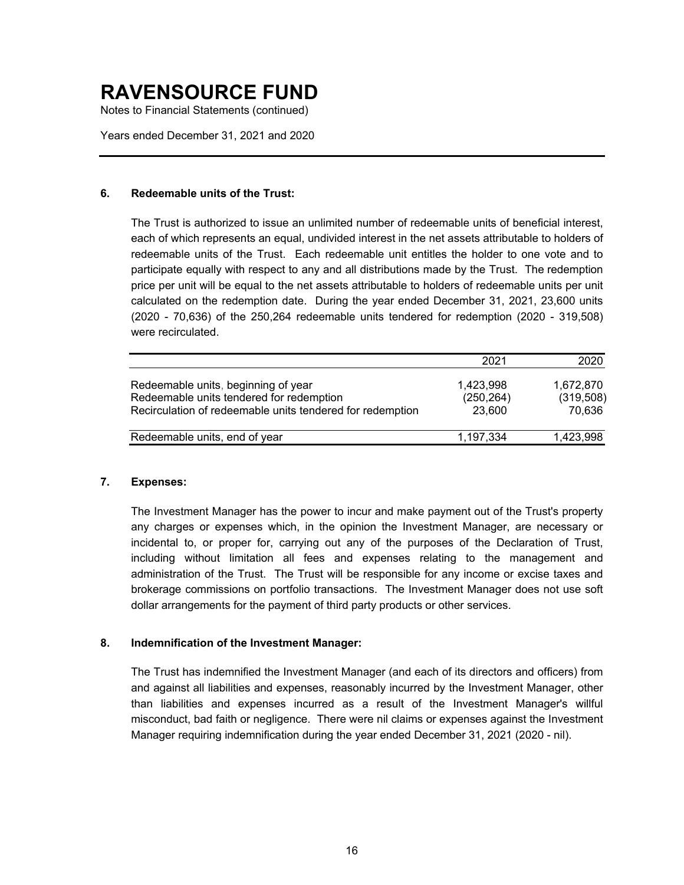# RAVENSOURCE FUND

Notes to Financial Statements (continued)

Years ended December 31, 2021 and 2020

### 6. Redeemable units of the Trust:

The Trust is authorized to issue an unlimited number of redeemable units of beneficial interest, each of which represents an equal, undivided interest in the net assets attributable to holders of redeemable units of the Trust. Each redeemable unit entitles the holder to one vote and to participate equally with respect to any and all distributions made by the Trust. The redemption price per unit will be equal to the net assets attributable to holders of redeemable units per unit calculated on the redemption date. During the year ended December 31, 2021, 23,600 units (2020 - 70,636) of the 250,264 redeemable units tendered for redemption (2020 - 319,508) were recirculated.

| | 2021 | 2020 |
|---|---|---|
| Redeemable units, beginning of year | 1,423,998 | 1,672,870 |
| Redeemable units tendered for redemption | (250,264) | (319,508) |
| Recirculation of redeemable units tendered for redemption | 23,600 | 70,636 |
| Redeemable units, end of year | 1,197,334 | 1,423,998 |

### 7. Expenses:

The Investment Manager has the power to incur and make payment out of the Trust's property any charges or expenses which, in the opinion the Investment Manager, are necessary or incidental to, or proper for, carrying out any of the purposes of the Declaration of Trust, including without limitation all fees and expenses relating to the management and administration of the Trust. The Trust will be responsible for any income or excise taxes and brokerage commissions on portfolio transactions. The Investment Manager does not use soft dollar arrangements for the payment of third party products or other services.

### 8. Indemnification of the Investment Manager:

The Trust has indemnified the Investment Manager (and each of its directors and officers) from and against all liabilities and expenses, reasonably incurred by the Investment Manager, other than liabilities and expenses incurred as a result of the Investment Manager's willful misconduct, bad faith or negligence. There were nil claims or expenses against the Investment Manager requiring indemnification during the year ended December 31, 2021 (2020 - nil).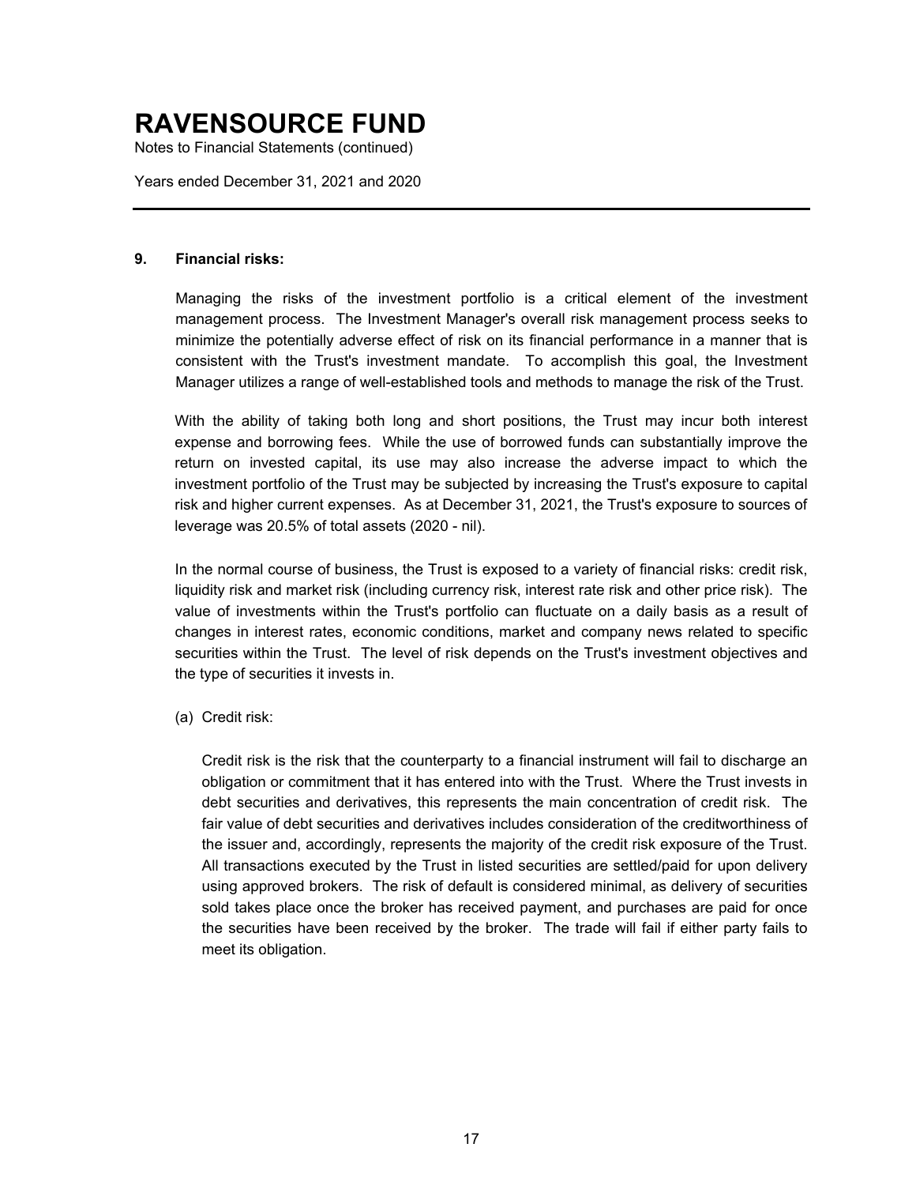# RAVENSOURCE FUND

Notes to Financial Statements (continued)

Years ended December 31, 2021 and 2020

## 9. Financial risks:

Managing the risks of the investment portfolio is a critical element of the investment management process. The Investment Manager's overall risk management process seeks to minimize the potentially adverse effect of risk on its financial performance in a manner that is consistent with the Trust's investment mandate. To accomplish this goal, the Investment Manager utilizes a range of well-established tools and methods to manage the risk of the Trust.

With the ability of taking both long and short positions, the Trust may incur both interest expense and borrowing fees. While the use of borrowed funds can substantially improve the return on invested capital, its use may also increase the adverse impact to which the investment portfolio of the Trust may be subjected by increasing the Trust's exposure to capital risk and higher current expenses. As at December 31, 2021, the Trust's exposure to sources of leverage was 20.5% of total assets (2020 - nil).

In the normal course of business, the Trust is exposed to a variety of financial risks: credit risk, liquidity risk and market risk (including currency risk, interest rate risk and other price risk). The value of investments within the Trust's portfolio can fluctuate on a daily basis as a result of changes in interest rates, economic conditions, market and company news related to specific securities within the Trust. The level of risk depends on the Trust's investment objectives and the type of securities it invests in.

(a) Credit risk:

Credit risk is the risk that the counterparty to a financial instrument will fail to discharge an obligation or commitment that it has entered into with the Trust. Where the Trust invests in debt securities and derivatives, this represents the main concentration of credit risk. The fair value of debt securities and derivatives includes consideration of the creditworthiness of the issuer and, accordingly, represents the majority of the credit risk exposure of the Trust. All transactions executed by the Trust in listed securities are settled/paid for upon delivery using approved brokers. The risk of default is considered minimal, as delivery of securities sold takes place once the broker has received payment, and purchases are paid for once the securities have been received by the broker. The trade will fail if either party fails to meet its obligation.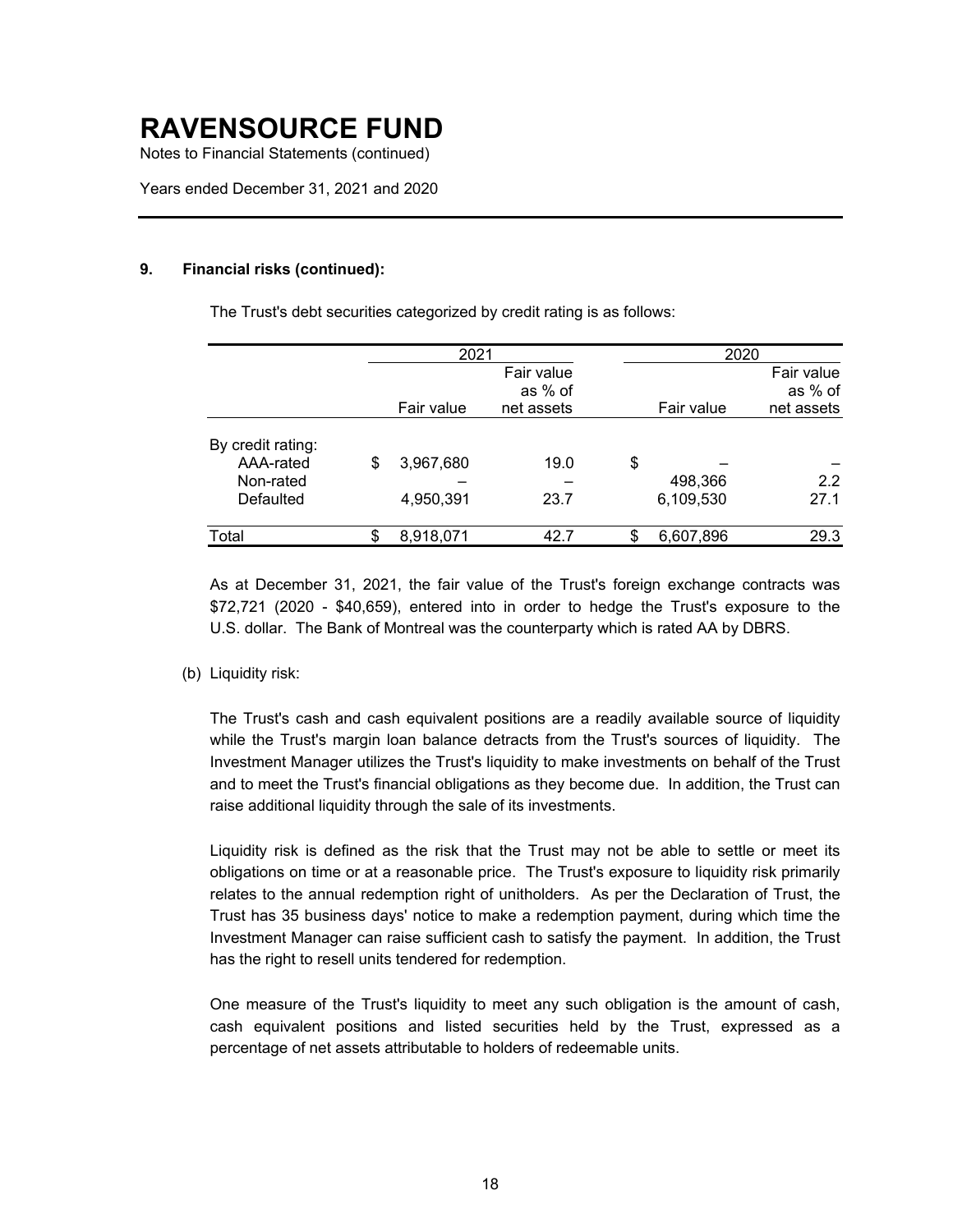# RAVENSOURCE FUND

Notes to Financial Statements (continued)

Years ended December 31, 2021 and 2020

## 9. Financial risks (continued):

The Trust's debt securities categorized by credit rating is as follows:

| | 2021 | | 2020 | |
|---|---|---|---|---|
| | Fair value | Fair value as % of net assets | Fair value | Fair value as % of net assets |
| By credit rating: | | | | |
| AAA-rated | $ 3,967,680 | 19.0 | $ – | – |
| Non-rated | – | – | 498,366 | 2.2 |
| Defaulted | 4,950,391 | 23.7 | 6,109,530 | 27.1 |
| Total | $ 8,918,071 | 42.7 | $ 6,607,896 | 29.3 |

As at December 31, 2021, the fair value of the Trust's foreign exchange contracts was $72,721 (2020 - $40,659), entered into in order to hedge the Trust's exposure to the U.S. dollar. The Bank of Montreal was the counterparty which is rated AA by DBRS.

(b) Liquidity risk:

The Trust's cash and cash equivalent positions are a readily available source of liquidity while the Trust's margin loan balance detracts from the Trust's sources of liquidity. The Investment Manager utilizes the Trust's liquidity to make investments on behalf of the Trust and to meet the Trust's financial obligations as they become due. In addition, the Trust can raise additional liquidity through the sale of its investments.

Liquidity risk is defined as the risk that the Trust may not be able to settle or meet its obligations on time or at a reasonable price. The Trust's exposure to liquidity risk primarily relates to the annual redemption right of unitholders. As per the Declaration of Trust, the Trust has 35 business days' notice to make a redemption payment, during which time the Investment Manager can raise sufficient cash to satisfy the payment. In addition, the Trust has the right to resell units tendered for redemption.

One measure of the Trust's liquidity to meet any such obligation is the amount of cash, cash equivalent positions and listed securities held by the Trust, expressed as a percentage of net assets attributable to holders of redeemable units.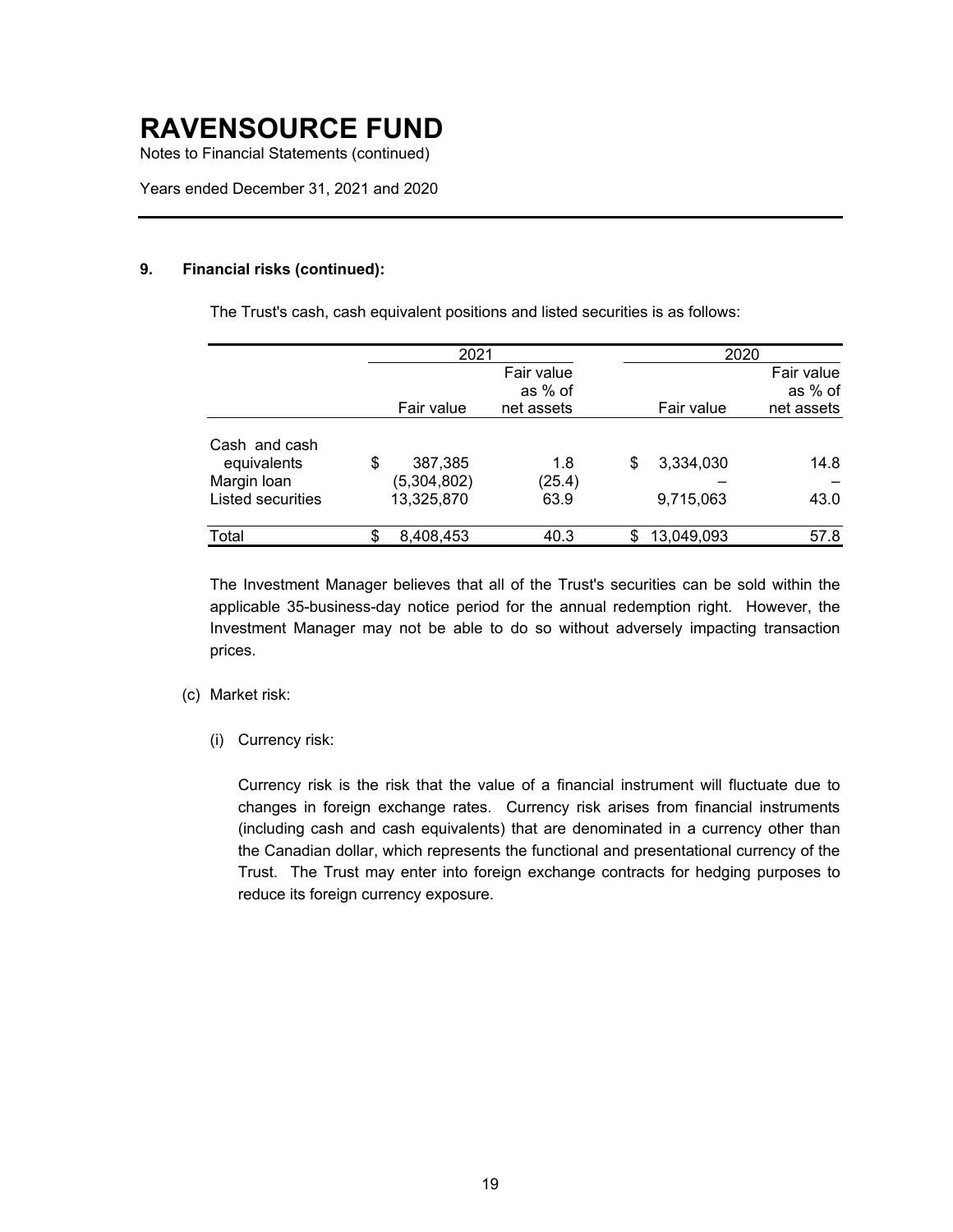# RAVENSOURCE FUND

Notes to Financial Statements (continued)

Years ended December 31, 2021 and 2020

**9. Financial risks (continued):**

The Trust's cash, cash equivalent positions and listed securities is as follows:

| | 2021 | | 2020 | |
|---|---|---|---|---|
| | Fair value | Fair value as % of net assets | Fair value | Fair value as % of net assets |
| Cash and cash equivalents | $ 387,385 | 1.8 | $ 3,334,030 | 14.8 |
| Margin loan | (5,304,802) | (25.4) | – | – |
| Listed securities | 13,325,870 | 63.9 | 9,715,063 | 43.0 |
| Total | $ 8,408,453 | 40.3 | $ 13,049,093 | 57.8 |

The Investment Manager believes that all of the Trust's securities can be sold within the applicable 35-business-day notice period for the annual redemption right. However, the Investment Manager may not be able to do so without adversely impacting transaction prices.

(c) Market risk:

(i) Currency risk:

Currency risk is the risk that the value of a financial instrument will fluctuate due to changes in foreign exchange rates. Currency risk arises from financial instruments (including cash and cash equivalents) that are denominated in a currency other than the Canadian dollar, which represents the functional and presentational currency of the Trust. The Trust may enter into foreign exchange contracts for hedging purposes to reduce its foreign currency exposure.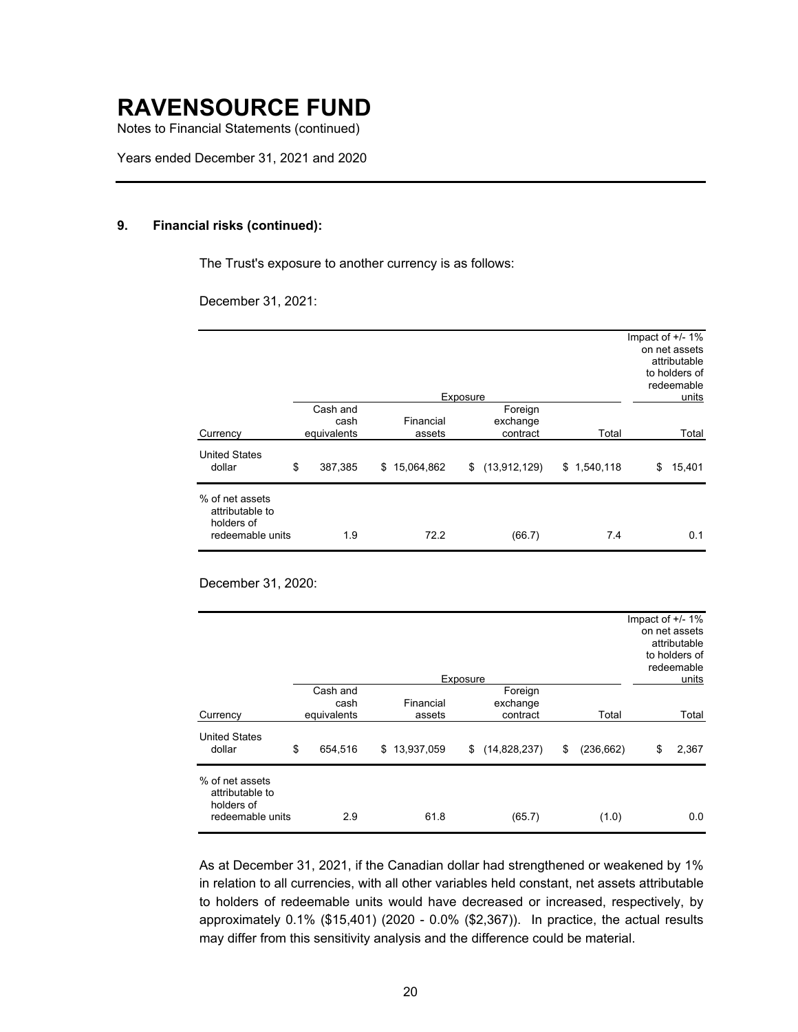# RAVENSOURCE FUND

Notes to Financial Statements (continued)

Years ended December 31, 2021 and 2020

### 9. Financial risks (continued):

The Trust's exposure to another currency is as follows:

December 31, 2021:

| Currency | Exposure | | | | Impact of +/- 1% on net assets attributable to holders of redeemable units |
|---|---|---|---|---|---|
| | Cash and cash equivalents | Financial assets | Foreign exchange contract | Total | Total |
| United States dollar | $ 387,385 | $ 15,064,862 | $ (13,912,129) | $ 1,540,118 | $ 15,401 |
| % of net assets attributable to holders of redeemable units | 1.9 | 72.2 | (66.7) | 7.4 | 0.1 |

December 31, 2020:

| Currency | Exposure | | | | Impact of +/- 1% on net assets attributable to holders of redeemable units |
|---|---|---|---|---|---|
| | Cash and cash equivalents | Financial assets | Foreign exchange contract | Total | Total |
| United States dollar | $ 654,516 | $ 13,937,059 | $ (14,828,237) | $ (236,662) | $ 2,367 |
| % of net assets attributable to holders of redeemable units | 2.9 | 61.8 | (65.7) | (1.0) | 0.0 |

As at December 31, 2021, if the Canadian dollar had strengthened or weakened by 1% in relation to all currencies, with all other variables held constant, net assets attributable to holders of redeemable units would have decreased or increased, respectively, by approximately 0.1% ($15,401) (2020 - 0.0% ($2,367)). In practice, the actual results may differ from this sensitivity analysis and the difference could be material.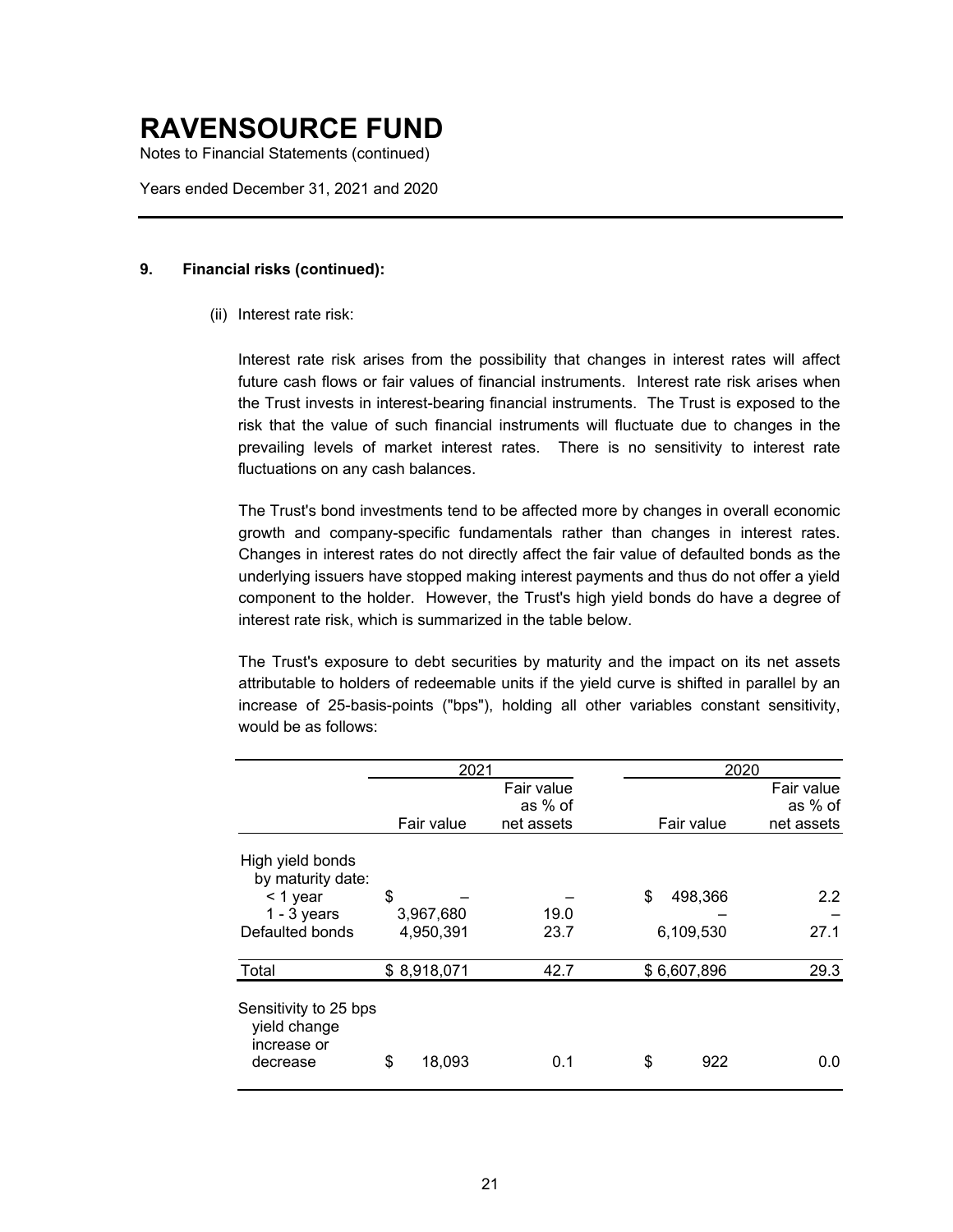# RAVENSOURCE FUND

Notes to Financial Statements (continued)

Years ended December 31, 2021 and 2020

**9. Financial risks (continued):**

(ii) Interest rate risk:

Interest rate risk arises from the possibility that changes in interest rates will affect future cash flows or fair values of financial instruments. Interest rate risk arises when the Trust invests in interest-bearing financial instruments. The Trust is exposed to the risk that the value of such financial instruments will fluctuate due to changes in the prevailing levels of market interest rates. There is no sensitivity to interest rate fluctuations on any cash balances.

The Trust's bond investments tend to be affected more by changes in overall economic growth and company-specific fundamentals rather than changes in interest rates. Changes in interest rates do not directly affect the fair value of defaulted bonds as the underlying issuers have stopped making interest payments and thus do not offer a yield component to the holder. However, the Trust's high yield bonds do have a degree of interest rate risk, which is summarized in the table below.

The Trust's exposure to debt securities by maturity and the impact on its net assets attributable to holders of redeemable units if the yield curve is shifted in parallel by an increase of 25-basis-points ("bps"), holding all other variables constant sensitivity, would be as follows:

| | 2021 | | 2020 | |
|---|---|---|---|---|
| | Fair value | Fair value as % of net assets | Fair value | Fair value as % of net assets |
| High yield bonds by maturity date: | | | | |
| < 1 year | $ – | – | $ 498,366 | 2.2 |
| 1 - 3 years | 3,967,680 | 19.0 | – | – |
| Defaulted bonds | 4,950,391 | 23.7 | 6,109,530 | 27.1 |
| Total | $ 8,918,071 | 42.7 | $ 6,607,896 | 29.3 |
| Sensitivity to 25 bps yield change increase or decrease | $ 18,093 | 0.1 | $ 922 | 0.0 |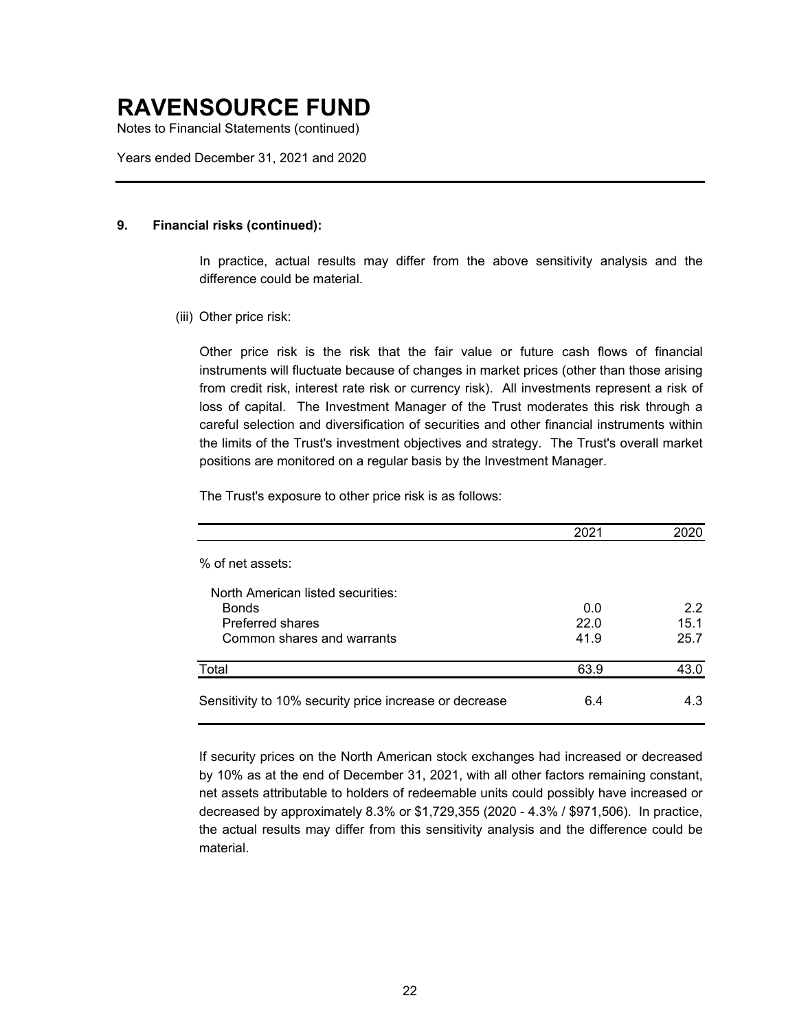# RAVENSOURCE FUND

Notes to Financial Statements (continued)

Years ended December 31, 2021 and 2020

**9. Financial risks (continued):**

In practice, actual results may differ from the above sensitivity analysis and the difference could be material.

(iii) Other price risk:

Other price risk is the risk that the fair value or future cash flows of financial instruments will fluctuate because of changes in market prices (other than those arising from credit risk, interest rate risk or currency risk). All investments represent a risk of loss of capital. The Investment Manager of the Trust moderates this risk through a careful selection and diversification of securities and other financial instruments within the limits of the Trust's investment objectives and strategy. The Trust's overall market positions are monitored on a regular basis by the Investment Manager.

The Trust's exposure to other price risk is as follows:

| | 2021 | 2020 |
|---|---|---|
| % of net assets: | | |
| North American listed securities: | | |
| Bonds | 0.0 | 2.2 |
| Preferred shares | 22.0 | 15.1 |
| Common shares and warrants | 41.9 | 25.7 |
| Total | 63.9 | 43.0 |
| Sensitivity to 10% security price increase or decrease | 6.4 | 4.3 |

If security prices on the North American stock exchanges had increased or decreased by 10% as at the end of December 31, 2021, with all other factors remaining constant, net assets attributable to holders of redeemable units could possibly have increased or decreased by approximately 8.3% or $1,729,355 (2020 - 4.3% / $971,506). In practice, the actual results may differ from this sensitivity analysis and the difference could be material.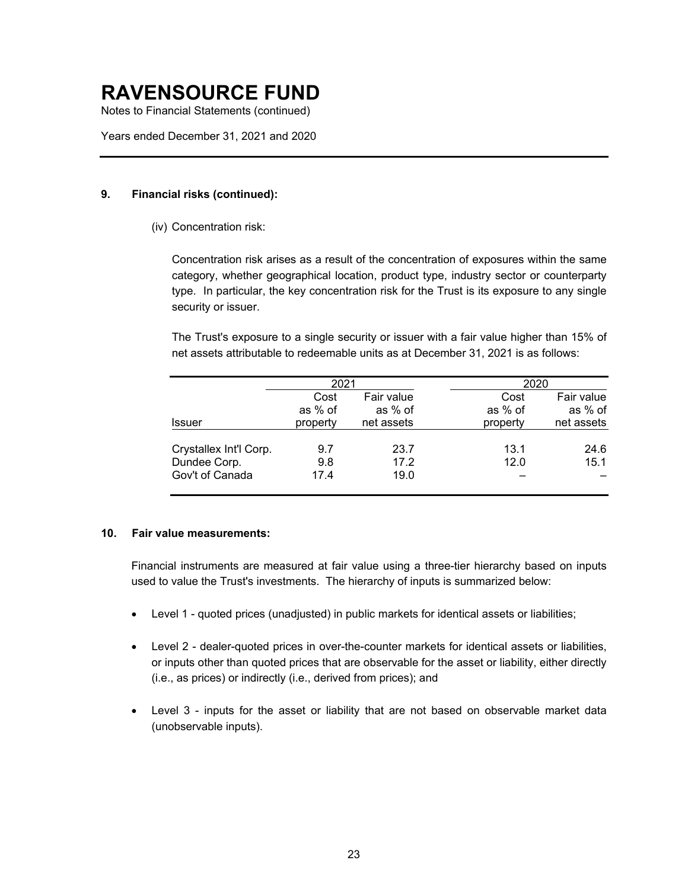# RAVENSOURCE FUND

Notes to Financial Statements (continued)

Years ended December 31, 2021 and 2020

---

**9. Financial risks (continued):**

(iv) Concentration risk:

Concentration risk arises as a result of the concentration of exposures within the same category, whether geographical location, product type, industry sector or counterparty type. In particular, the key concentration risk for the Trust is its exposure to any single security or issuer.

The Trust's exposure to a single security or issuer with a fair value higher than 15% of net assets attributable to redeemable units as at December 31, 2021 is as follows:

| | 2021 | | 2020 | |
|---|---|---|---|---|
| Issuer | Cost as % of property | Fair value as % of net assets | Cost as % of property | Fair value as % of net assets |
| Crystallex Int'l Corp. | 9.7 | 23.7 | 13.1 | 24.6 |
| Dundee Corp. | 9.8 | 17.2 | 12.0 | 15.1 |
| Gov't of Canada | 17.4 | 19.0 | – | – |

**10. Fair value measurements:**

Financial instruments are measured at fair value using a three-tier hierarchy based on inputs used to value the Trust's investments. The hierarchy of inputs is summarized below:

- Level 1 - quoted prices (unadjusted) in public markets for identical assets or liabilities;
- Level 2 - dealer-quoted prices in over-the-counter markets for identical assets or liabilities, or inputs other than quoted prices that are observable for the asset or liability, either directly (i.e., as prices) or indirectly (i.e., derived from prices); and
- Level 3 - inputs for the asset or liability that are not based on observable market data (unobservable inputs).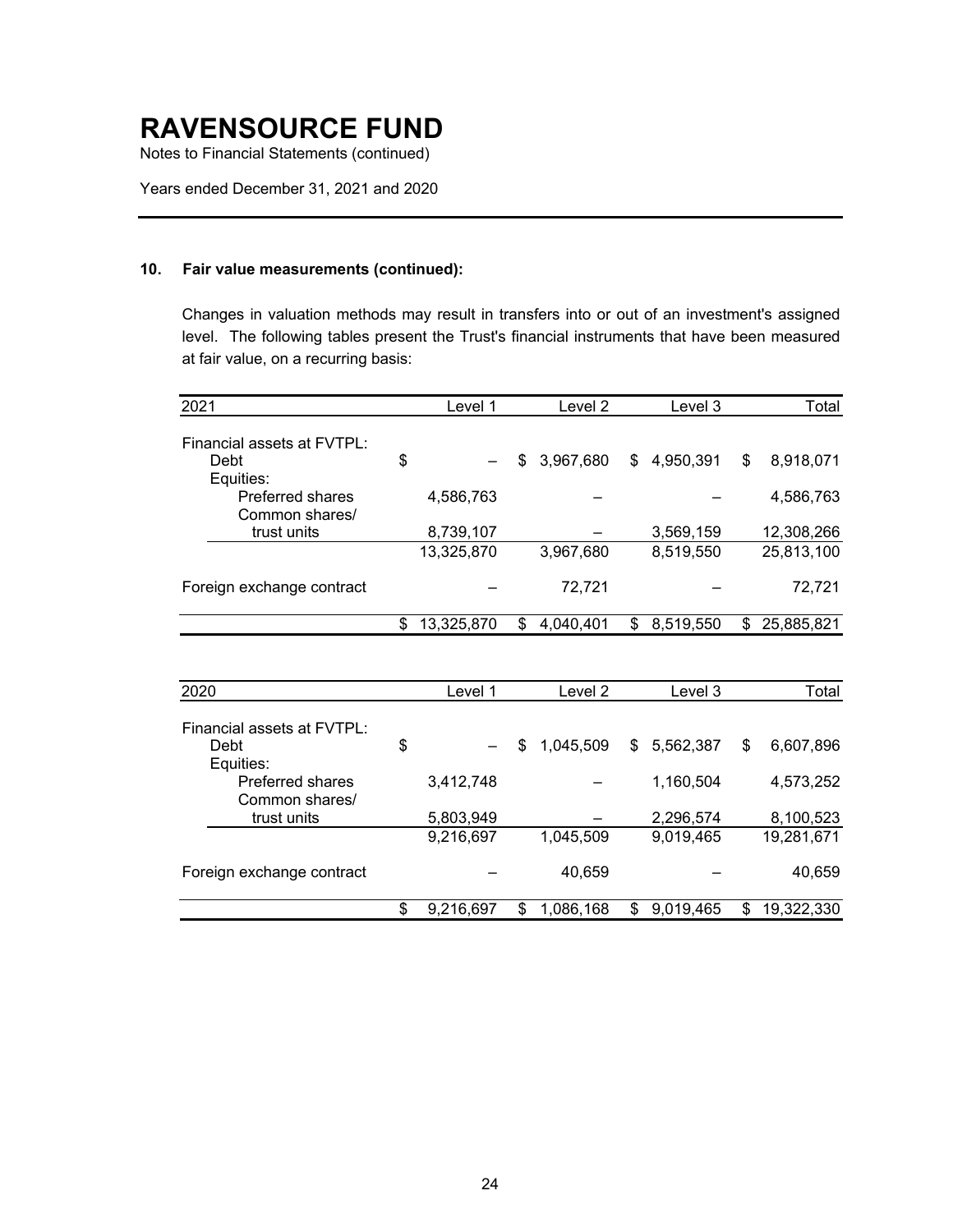# RAVENSOURCE FUND

Notes to Financial Statements (continued)

Years ended December 31, 2021 and 2020

### 10. Fair value measurements (continued):

Changes in valuation methods may result in transfers into or out of an investment's assigned level. The following tables present the Trust's financial instruments that have been measured at fair value, on a recurring basis:

| 2021 | Level 1 | Level 2 | Level 3 | Total |
|---|---|---|---|---|
| Financial assets at FVTPL: | | | | |
| Debt | $ – | $ 3,967,680 | $ 4,950,391 | $ 8,918,071 |
| Equities: | | | | |
| Preferred shares | 4,586,763 | – | – | 4,586,763 |
| Common shares/ trust units | 8,739,107 | – | 3,569,159 | 12,308,266 |
| | 13,325,870 | 3,967,680 | 8,519,550 | 25,813,100 |
| Foreign exchange contract | – | 72,721 | – | 72,721 |
| | $ 13,325,870 | $ 4,040,401 | $ 8,519,550 | $ 25,885,821 |

| 2020 | Level 1 | Level 2 | Level 3 | Total |
|---|---|---|---|---|
| Financial assets at FVTPL: | | | | |
| Debt | $ – | $ 1,045,509 | $ 5,562,387 | $ 6,607,896 |
| Equities: | | | | |
| Preferred shares | 3,412,748 | – | 1,160,504 | 4,573,252 |
| Common shares/ trust units | 5,803,949 | – | 2,296,574 | 8,100,523 |
| | 9,216,697 | 1,045,509 | 9,019,465 | 19,281,671 |
| Foreign exchange contract | – | 40,659 | – | 40,659 |
| | $ 9,216,697 | $ 1,086,168 | $ 9,019,465 | $ 19,322,330 |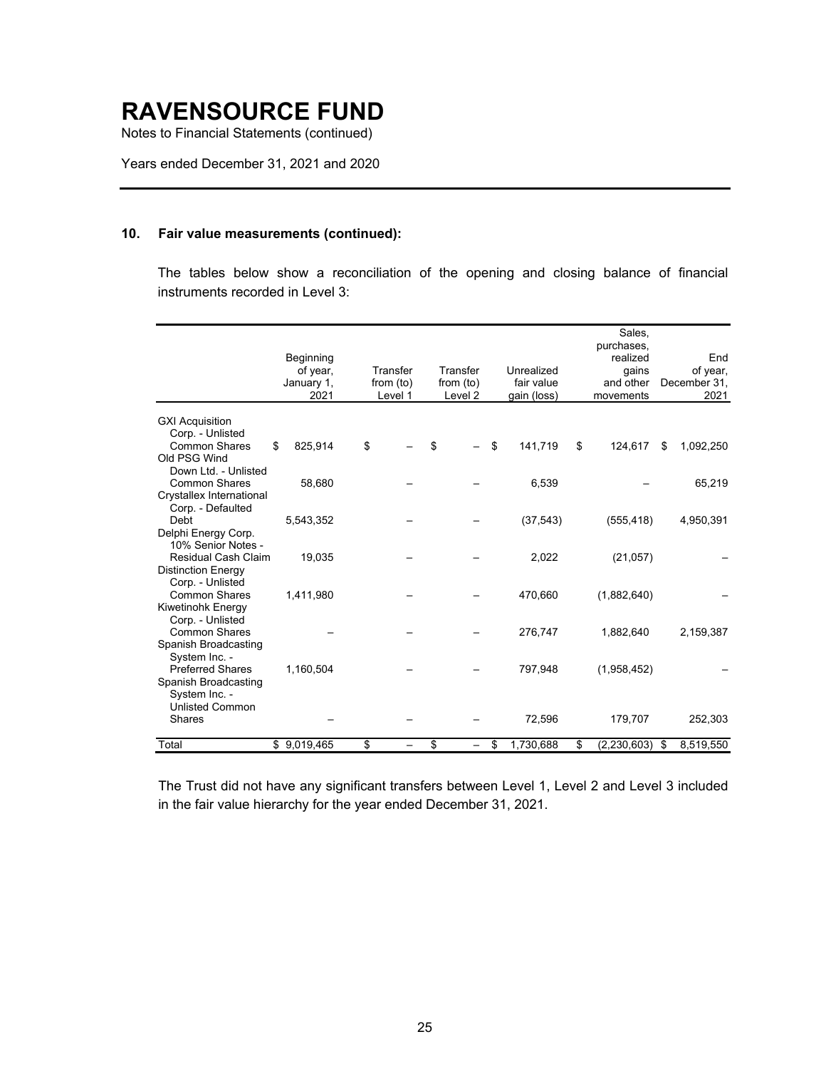# RAVENSOURCE FUND

Notes to Financial Statements (continued)

Years ended December 31, 2021 and 2020

### 10. Fair value measurements (continued):

The tables below show a reconciliation of the opening and closing balance of financial instruments recorded in Level 3:

| | Beginning of year, January 1, 2021 | Transfer from (to) Level 1 | Transfer from (to) Level 2 | Unrealized fair value gain (loss) | Sales, purchases, realized gains and other movements | End of year, December 31, 2021 |
|---|---|---|---|---|---|---|
| GXI Acquisition Corp. - Unlisted Common Shares | $ 825,914 | $ – | $ – | $ 141,719 | $ 124,617 | $ 1,092,250 |
| Old PSG Wind Down Ltd. - Unlisted Common Shares | 58,680 | – | – | 6,539 | – | 65,219 |
| Crystallex International Corp. - Defaulted Debt | 5,543,352 | – | – | (37,543) | (555,418) | 4,950,391 |
| Delphi Energy Corp. 10% Senior Notes - Residual Cash Claim | 19,035 | – | – | 2,022 | (21,057) | – |
| Distinction Energy Corp. - Unlisted Common Shares | 1,411,980 | – | – | 470,660 | (1,882,640) | – |
| Kiwetinohk Energy Corp. - Unlisted Common Shares | – | – | – | 276,747 | 1,882,640 | 2,159,387 |
| Spanish Broadcasting System Inc. - Preferred Shares | 1,160,504 | – | – | 797,948 | (1,958,452) | – |
| Spanish Broadcasting System Inc. - Unlisted Common Shares | – | – | – | 72,596 | 179,707 | 252,303 |
| Total | $ 9,019,465 | $ – | $ – | $ 1,730,688 | $ (2,230,603) | $ 8,519,550 |

The Trust did not have any significant transfers between Level 1, Level 2 and Level 3 included in the fair value hierarchy for the year ended December 31, 2021.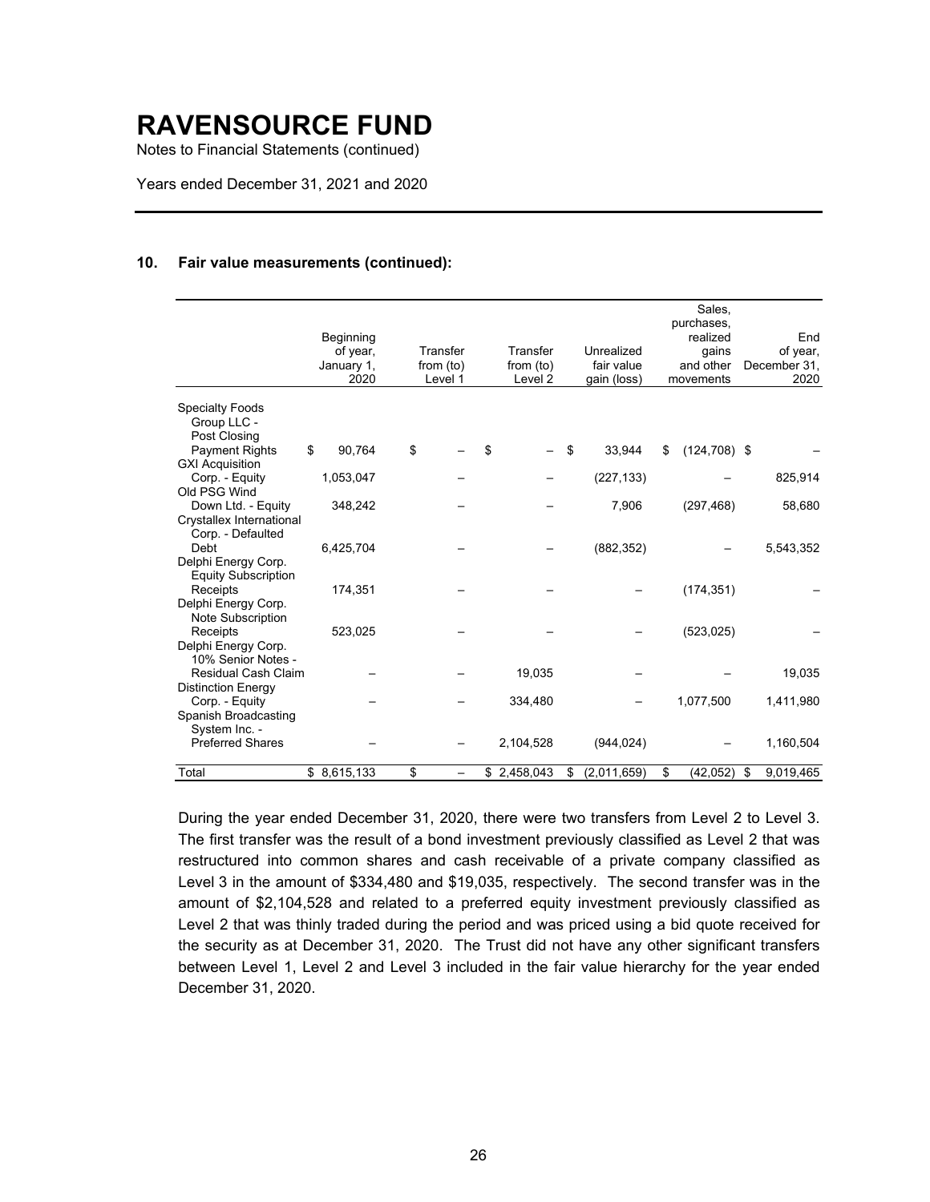# RAVENSOURCE FUND

Notes to Financial Statements (continued)

Years ended December 31, 2021 and 2020

## 10. Fair value measurements (continued):

| | Beginning of year, January 1, 2020 | Transfer from (to) Level 1 | Transfer from (to) Level 2 | Unrealized fair value gain (loss) | Sales, purchases, realized gains and other movements | End of year, December 31, 2020 |
|---|---|---|---|---|---|---|
| Specialty Foods Group LLC - Post Closing Payment Rights | $ 90,764 | $ – | $ – | $ 33,944 | $ (124,708) | $ – |
| GXI Acquisition Corp. - Equity | 1,053,047 | – | – | (227,133) | – | 825,914 |
| Old PSG Wind Down Ltd. - Equity | 348,242 | – | – | 7,906 | (297,468) | 58,680 |
| Crystallex International Corp. - Defaulted Debt | 6,425,704 | – | – | (882,352) | – | 5,543,352 |
| Delphi Energy Corp. Equity Subscription Receipts | 174,351 | – | – | – | (174,351) | – |
| Delphi Energy Corp. Note Subscription Receipts | 523,025 | – | – | – | (523,025) | – |
| Delphi Energy Corp. 10% Senior Notes - Residual Cash Claim | – | – | 19,035 | – | – | 19,035 |
| Distinction Energy Corp. - Equity | – | – | 334,480 | – | 1,077,500 | 1,411,980 |
| Spanish Broadcasting System Inc. - Preferred Shares | – | – | 2,104,528 | (944,024) | – | 1,160,504 |
| Total | $ 8,615,133 | $ – | $ 2,458,043 | $ (2,011,659) | $ (42,052) | $ 9,019,465 |

During the year ended December 31, 2020, there were two transfers from Level 2 to Level 3. The first transfer was the result of a bond investment previously classified as Level 2 that was restructured into common shares and cash receivable of a private company classified as Level 3 in the amount of $334,480 and $19,035, respectively. The second transfer was in the amount of $2,104,528 and related to a preferred equity investment previously classified as Level 2 that was thinly traded during the period and was priced using a bid quote received for the security as at December 31, 2020. The Trust did not have any other significant transfers between Level 1, Level 2 and Level 3 included in the fair value hierarchy for the year ended December 31, 2020.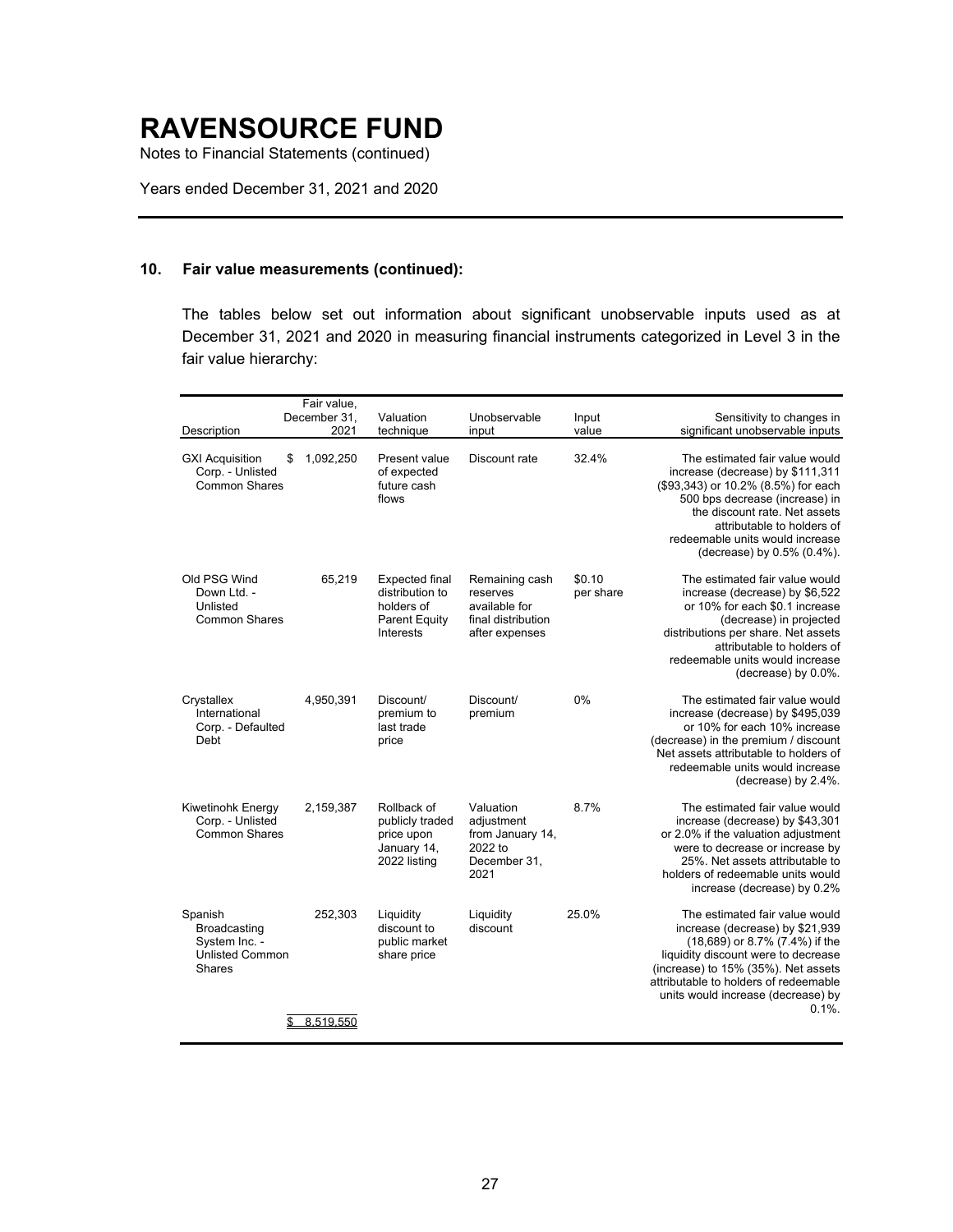# RAVENSOURCE FUND

Notes to Financial Statements (continued)

Years ended December 31, 2021 and 2020

## 10. Fair value measurements (continued):

The tables below set out information about significant unobservable inputs used as at December 31, 2021 and 2020 in measuring financial instruments categorized in Level 3 in the fair value hierarchy:

| Description | Fair value, December 31, 2021 | Valuation technique | Unobservable input | Input value | Sensitivity to changes in significant unobservable inputs |
|---|---|---|---|---|---|
| GXI Acquisition Corp. - Unlisted Common Shares | $ 1,092,250 | Present value of expected future cash flows | Discount rate | 32.4% | The estimated fair value would increase (decrease) by $111,311 ($93,343) or 10.2% (8.5%) for each 500 bps decrease (increase) in the discount rate. Net assets attributable to holders of redeemable units would increase (decrease) by 0.5% (0.4%). |
| Old PSG Wind Down Ltd. - Unlisted Common Shares | 65,219 | Expected final distribution to holders of Parent Equity Interests | Remaining cash reserves available for final distribution after expenses | $0.10 per share | The estimated fair value would increase (decrease) by $6,522 or 10% for each $0.1 increase (decrease) in projected distributions per share. Net assets attributable to holders of redeemable units would increase (decrease) by 0.0%. |
| Crystallex International Corp. - Defaulted Debt | 4,950,391 | Discount/ premium to last trade price | Discount/ premium | 0% | The estimated fair value would increase (decrease) by $495,039 or 10% for each 10% increase (decrease) in the premium / discount Net assets attributable to holders of redeemable units would increase (decrease) by 2.4%. |
| Kiwetinohk Energy Corp. - Unlisted Common Shares | 2,159,387 | Rollback of publicly traded price upon January 14, 2022 listing | Valuation adjustment from January 14, 2022 to December 31, 2021 | 8.7% | The estimated fair value would increase (decrease) by $43,301 or 2.0% if the valuation adjustment were to decrease or increase by 25%. Net assets attributable to holders of redeemable units would increase (decrease) by 0.2% |
| Spanish Broadcasting System Inc. - Unlisted Common Shares | 252,303 | Liquidity discount to public market share price | Liquidity discount | 25.0% | The estimated fair value would increase (decrease) by $21,939 (18,689) or 8.7% (7.4%) if the liquidity discount were to decrease (increase) to 15% (35%). Net assets attributable to holders of redeemable units would increase (decrease) by 0.1%. |
| | $ 8,519,550 | | | | |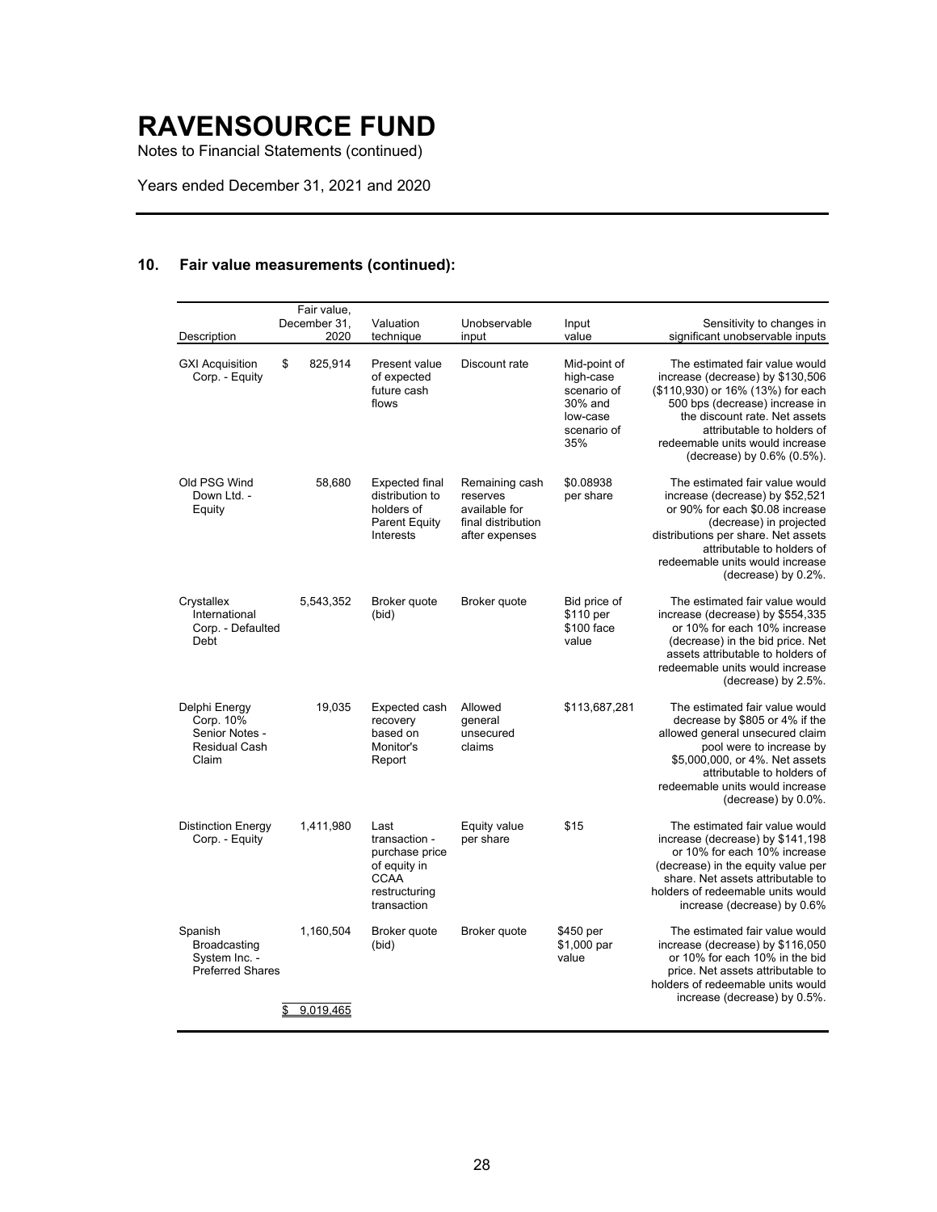# RAVENSOURCE FUND

Notes to Financial Statements (continued)

Years ended December 31, 2021 and 2020

## 10. Fair value measurements (continued):

| Description | Fair value, December 31, 2020 | Valuation technique | Unobservable input | Input value | Sensitivity to changes in significant unobservable inputs |
|---|---|---|---|---|---|
| GXI Acquisition Corp. - Equity | $ 825,914 | Present value of expected future cash flows | Discount rate | Mid-point of high-case scenario of 30% and low-case scenario of 35% | The estimated fair value would increase (decrease) by $130,506 ($110,930) or 16% (13%) for each 500 bps (decrease) increase in the discount rate. Net assets attributable to holders of redeemable units would increase (decrease) by 0.6% (0.5%). |
| Old PSG Wind Down Ltd. - Equity | 58,680 | Expected final distribution to holders of Parent Equity Interests | Remaining cash reserves available for final distribution after expenses | $0.08938 per share | The estimated fair value would increase (decrease) by $52,521 or 90% for each $0.08 increase (decrease) in projected distributions per share. Net assets attributable to holders of redeemable units would increase (decrease) by 0.2%. |
| Crystallex International Corp. - Defaulted Debt | 5,543,352 | Broker quote (bid) | Broker quote | Bid price of $110 per $100 face value | The estimated fair value would increase (decrease) by $554,335 or 10% for each 10% increase (decrease) in the bid price. Net assets attributable to holders of redeemable units would increase (decrease) by 2.5%. |
| Delphi Energy Corp. 10% Senior Notes - Residual Cash Claim | 19,035 | Expected cash recovery based on Monitor's Report | Allowed general unsecured claims | $113,687,281 | The estimated fair value would decrease by $805 or 4% if the allowed general unsecured claim pool were to increase by $5,000,000, or 4%. Net assets attributable to holders of redeemable units would increase (decrease) by 0.0%. |
| Distinction Energy Corp. - Equity | 1,411,980 | Last transaction - purchase price of equity in CCAA restructuring transaction | Equity value per share | $15 | The estimated fair value would increase (decrease) by $141,198 or 10% for each 10% increase (decrease) in the equity value per share. Net assets attributable to holders of redeemable units would increase (decrease) by 0.6% |
| Spanish Broadcasting System Inc. - Preferred Shares | 1,160,504 | Broker quote (bid) | Broker quote | $450 per $1,000 par value | The estimated fair value would increase (decrease) by $116,050 or 10% for each 10% in the bid price. Net assets attributable to holders of redeemable units would increase (decrease) by 0.5%. |
| | $ 9,019,465 | | | | |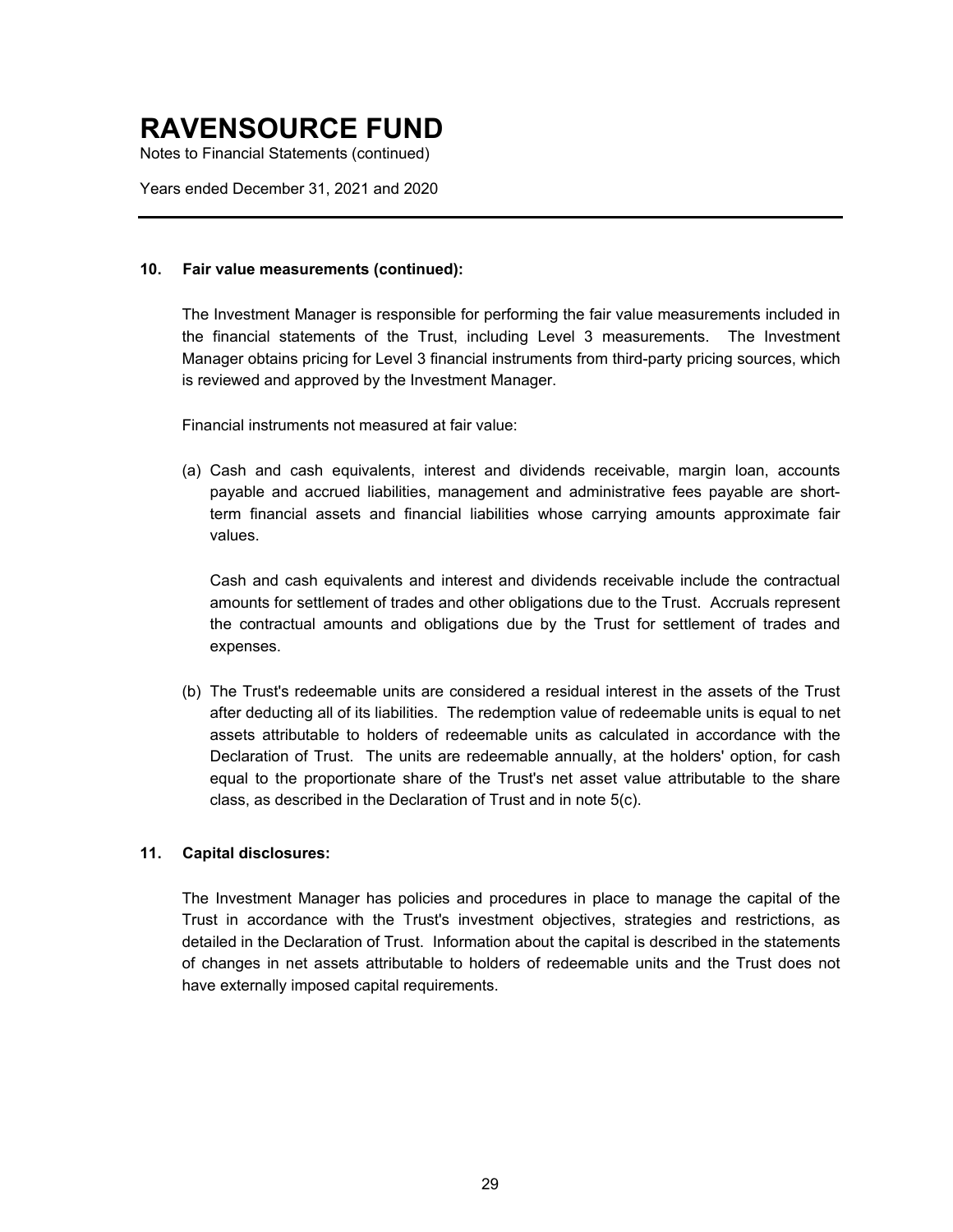# RAVENSOURCE FUND

Notes to Financial Statements (continued)

Years ended December 31, 2021 and 2020

---

### 10. Fair value measurements (continued):

The Investment Manager is responsible for performing the fair value measurements included in the financial statements of the Trust, including Level 3 measurements. The Investment Manager obtains pricing for Level 3 financial instruments from third-party pricing sources, which is reviewed and approved by the Investment Manager.

Financial instruments not measured at fair value:

(a) Cash and cash equivalents, interest and dividends receivable, margin loan, accounts payable and accrued liabilities, management and administrative fees payable are short-term financial assets and financial liabilities whose carrying amounts approximate fair values.

Cash and cash equivalents and interest and dividends receivable include the contractual amounts for settlement of trades and other obligations due to the Trust. Accruals represent the contractual amounts and obligations due by the Trust for settlement of trades and expenses.

(b) The Trust's redeemable units are considered a residual interest in the assets of the Trust after deducting all of its liabilities. The redemption value of redeemable units is equal to net assets attributable to holders of redeemable units as calculated in accordance with the Declaration of Trust. The units are redeemable annually, at the holders' option, for cash equal to the proportionate share of the Trust's net asset value attributable to the share class, as described in the Declaration of Trust and in note 5(c).

### 11. Capital disclosures:

The Investment Manager has policies and procedures in place to manage the capital of the Trust in accordance with the Trust's investment objectives, strategies and restrictions, as detailed in the Declaration of Trust. Information about the capital is described in the statements of changes in net assets attributable to holders of redeemable units and the Trust does not have externally imposed capital requirements.